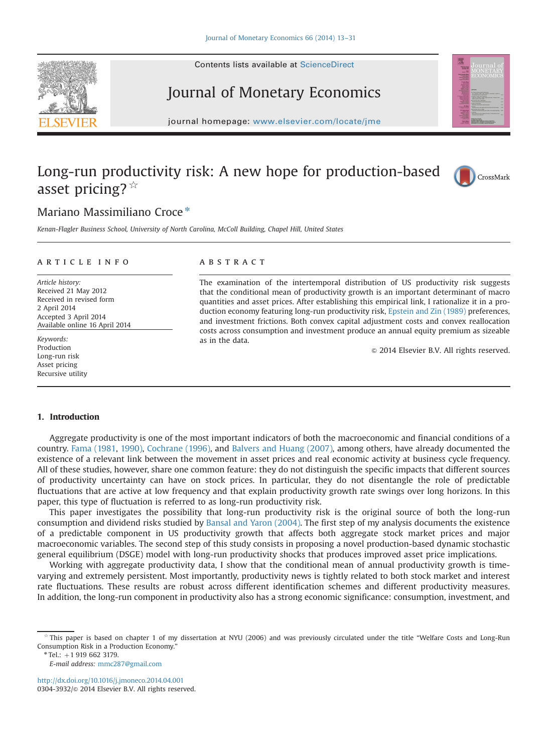Contents lists available at ScienceDirect

# Journal of Monetary Economics

journal homepage: www.elsevier.com/locate/jme

# Long-run productivity risk: A new hope for production-based asset pricing? ☆

Mariano Massimiliano Croce *

*Kenan-Flagler Business School, University of North Carolina, McColl Building, Chapel Hill, United States*

## ARTICLE INFO

*Article history:*
Received 21 May 2012
Received in revised form
2 April 2014
Accepted 3 April 2014
Available online 16 April 2014

*Keywords:*
Production
Long-run risk
Asset pricing
Recursive utility

## ABSTRACT

The examination of the intertemporal distribution of US productivity risk suggests that the conditional mean of productivity growth is an important determinant of macro quantities and asset prices. After establishing this empirical link, I rationalize it in a production economy featuring long-run productivity risk, Epstein and Zin (1989) preferences, and investment frictions. Both convex capital adjustment costs and convex reallocation costs across consumption and investment produce an annual equity premium as sizeable as in the data.

© 2014 Elsevier B.V. All rights reserved.

## 1. Introduction

Aggregate productivity is one of the most important indicators of both the macroeconomic and financial conditions of a country. Fama (1981, 1990), Cochrane (1996), and Balvers and Huang (2007), among others, have already documented the existence of a relevant link between the movement in asset prices and real economic activity at business cycle frequency. All of these studies, however, share one common feature: they do not distinguish the specific impacts that different sources of productivity uncertainty can have on stock prices. In particular, they do not disentangle the role of predictable fluctuations that are active at low frequency and that explain productivity growth rate swings over long horizons. In this paper, this type of fluctuation is referred to as long-run productivity risk.

This paper investigates the possibility that long-run productivity risk is the original source of both the long-run consumption and dividend risks studied by Bansal and Yaron (2004). The first step of my analysis documents the existence of a predictable component in US productivity growth that affects both aggregate stock market prices and major macroeconomic variables. The second step of this study consists in proposing a novel production-based dynamic stochastic general equilibrium (DSGE) model with long-run productivity shocks that produces improved asset price implications.

Working with aggregate productivity data, I show that the conditional mean of annual productivity growth is time-varying and extremely persistent. Most importantly, productivity news is tightly related to both stock market and interest rate fluctuations. These results are robust across different identification schemes and different productivity measures. In addition, the long-run component in productivity also has a strong economic significance: consumption, investment, and

☆ This paper is based on chapter 1 of my dissertation at NYU (2006) and was previously circulated under the title "Welfare Costs and Long-Run Consumption Risk in a Production Economy."

* Tel.: +1 919 662 3179.
*E-mail address:* mmc287@gmail.com

http://dx.doi.org/10.1016/j.jmoneco.2014.04.001
0304-3932/© 2014 Elsevier B.V. All rights reserved.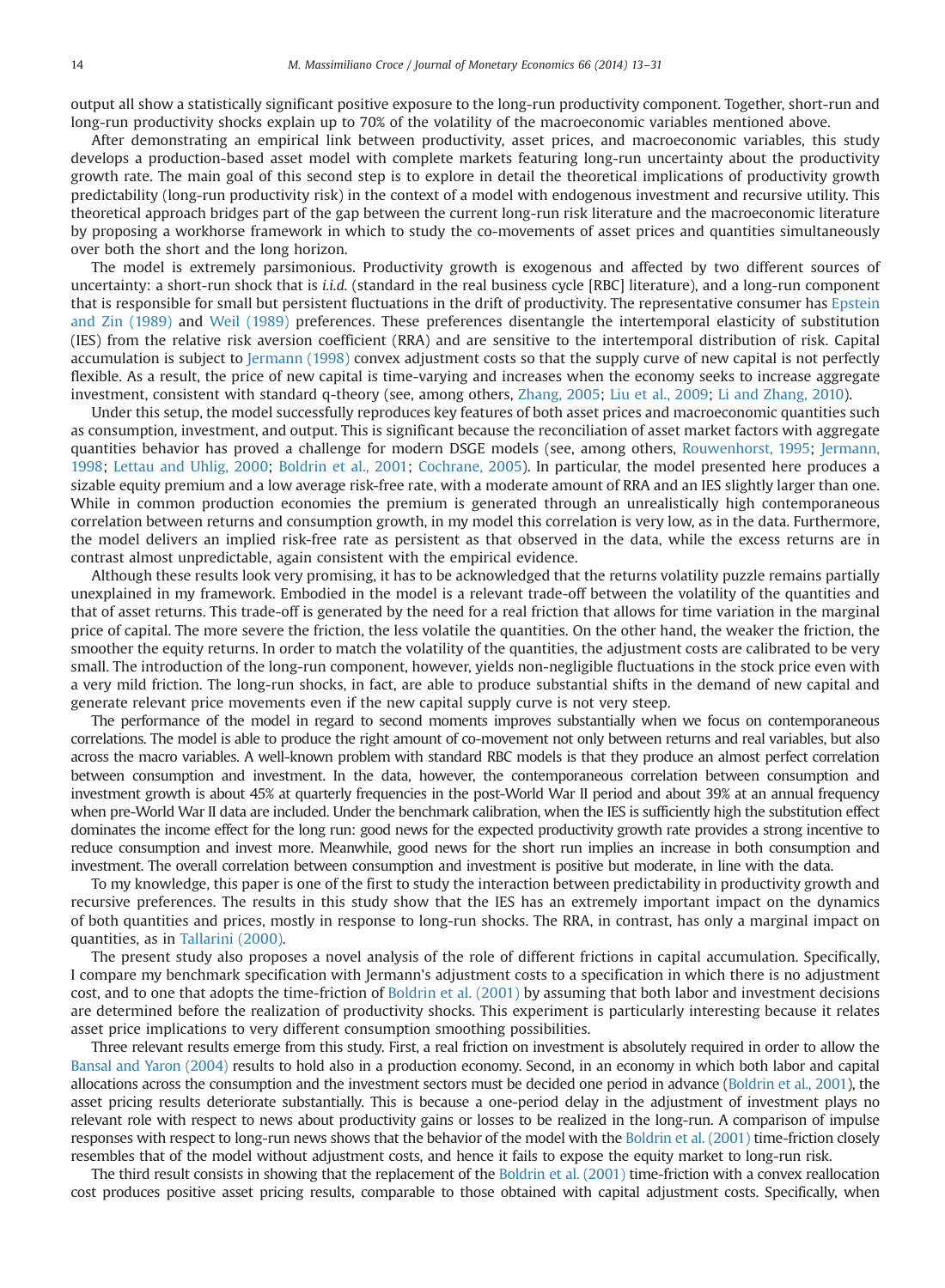output all show a statistically significant positive exposure to the long-run productivity component. Together, short-run and long-run productivity shocks explain up to 70% of the volatility of the macroeconomic variables mentioned above.

After demonstrating an empirical link between productivity, asset prices, and macroeconomic variables, this study develops a production-based asset model with complete markets featuring long-run uncertainty about the productivity growth rate. The main goal of this second step is to explore in detail the theoretical implications of productivity growth predictability (long-run productivity risk) in the context of a model with endogenous investment and recursive utility. This theoretical approach bridges part of the gap between the current long-run risk literature and the macroeconomic literature by proposing a workhorse framework in which to study the co-movements of asset prices and quantities simultaneously over both the short and the long horizon.

The model is extremely parsimonious. Productivity growth is exogenous and affected by two different sources of uncertainty: a short-run shock that is *i.i.d.* (standard in the real business cycle [RBC] literature), and a long-run component that is responsible for small but persistent fluctuations in the drift of productivity. The representative consumer has Epstein and Zin (1989) and Weil (1989) preferences. These preferences disentangle the intertemporal elasticity of substitution (IES) from the relative risk aversion coefficient (RRA) and are sensitive to the intertemporal distribution of risk. Capital accumulation is subject to Jermann (1998) convex adjustment costs so that the supply curve of new capital is not perfectly flexible. As a result, the price of new capital is time-varying and increases when the economy seeks to increase aggregate investment, consistent with standard q-theory (see, among others, Zhang, 2005; Liu et al., 2009; Li and Zhang, 2010).

Under this setup, the model successfully reproduces key features of both asset prices and macroeconomic quantities such as consumption, investment, and output. This is significant because the reconciliation of asset market factors with aggregate quantities behavior has proved a challenge for modern DSGE models (see, among others, Rouwenhorst, 1995; Jermann, 1998; Lettau and Uhlig, 2000; Boldrin et al., 2001; Cochrane, 2005). In particular, the model presented here produces a sizable equity premium and a low average risk-free rate, with a moderate amount of RRA and an IES slightly larger than one. While in common production economies the premium is generated through an unrealistically high contemporaneous correlation between returns and consumption growth, in my model this correlation is very low, as in the data. Furthermore, the model delivers an implied risk-free rate as persistent as that observed in the data, while the excess returns are in contrast almost unpredictable, again consistent with the empirical evidence.

Although these results look very promising, it has to be acknowledged that the returns volatility puzzle remains partially unexplained in my framework. Embodied in the model is a relevant trade-off between the volatility of the quantities and that of asset returns. This trade-off is generated by the need for a real friction that allows for time variation in the marginal price of capital. The more severe the friction, the less volatile the quantities. On the other hand, the weaker the friction, the smoother the equity returns. In order to match the volatility of the quantities, the adjustment costs are calibrated to be very small. The introduction of the long-run component, however, yields non-negligible fluctuations in the stock price even with a very mild friction. The long-run shocks, in fact, are able to produce substantial shifts in the demand of new capital and generate relevant price movements even if the new capital supply curve is not very steep.

The performance of the model in regard to second moments improves substantially when we focus on contemporaneous correlations. The model is able to produce the right amount of co-movement not only between returns and real variables, but also across the macro variables. A well-known problem with standard RBC models is that they produce an almost perfect correlation between consumption and investment. In the data, however, the contemporaneous correlation between consumption and investment growth is about 45% at quarterly frequencies in the post-World War II period and about 39% at an annual frequency when pre-World War II data are included. Under the benchmark calibration, when the IES is sufficiently high the substitution effect dominates the income effect for the long run: good news for the expected productivity growth rate provides a strong incentive to reduce consumption and invest more. Meanwhile, good news for the short run implies an increase in both consumption and investment. The overall correlation between consumption and investment is positive but moderate, in line with the data.

To my knowledge, this paper is one of the first to study the interaction between predictability in productivity growth and recursive preferences. The results in this study show that the IES has an extremely important impact on the dynamics of both quantities and prices, mostly in response to long-run shocks. The RRA, in contrast, has only a marginal impact on quantities, as in Tallarini (2000).

The present study also proposes a novel analysis of the role of different frictions in capital accumulation. Specifically, I compare my benchmark specification with Jermann's adjustment costs to a specification in which there is no adjustment cost, and to one that adopts the time-friction of Boldrin et al. (2001) by assuming that both labor and investment decisions are determined before the realization of productivity shocks. This experiment is particularly interesting because it relates asset price implications to very different consumption smoothing possibilities.

Three relevant results emerge from this study. First, a real friction on investment is absolutely required in order to allow the Bansal and Yaron (2004) results to hold also in a production economy. Second, in an economy in which both labor and capital allocations across the consumption and the investment sectors must be decided one period in advance (Boldrin et al., 2001), the asset pricing results deteriorate substantially. This is because a one-period delay in the adjustment of investment plays no relevant role with respect to news about productivity gains or losses to be realized in the long-run. A comparison of impulse responses with respect to long-run news shows that the behavior of the model with the Boldrin et al. (2001) time-friction closely resembles that of the model without adjustment costs, and hence it fails to expose the equity market to long-run risk.

The third result consists in showing that the replacement of the Boldrin et al. (2001) time-friction with a convex reallocation cost produces positive asset pricing results, comparable to those obtained with capital adjustment costs. Specifically, when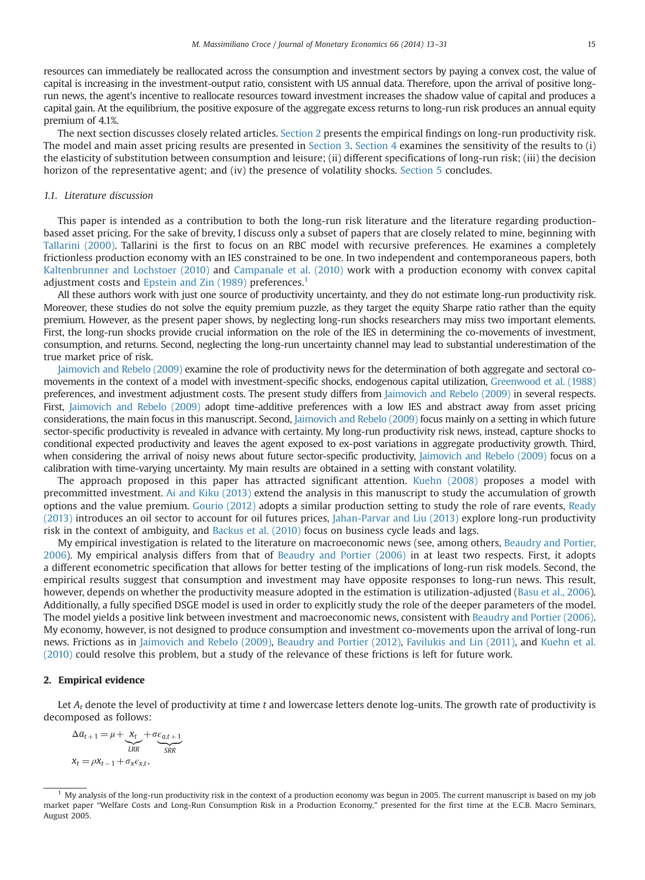resources can immediately be reallocated across the consumption and investment sectors by paying a convex cost, the value of capital is increasing in the investment-output ratio, consistent with US annual data. Therefore, upon the arrival of positive long-run news, the agent's incentive to reallocate resources toward investment increases the shadow value of capital and produces a capital gain. At the equilibrium, the positive exposure of the aggregate excess returns to long-run risk produces an annual equity premium of 4.1%.

The next section discusses closely related articles. Section 2 presents the empirical findings on long-run productivity risk. The model and main asset pricing results are presented in Section 3. Section 4 examines the sensitivity of the results to (i) the elasticity of substitution between consumption and leisure; (ii) different specifications of long-run risk; (iii) the decision horizon of the representative agent; and (iv) the presence of volatility shocks. Section 5 concludes.

### 1.1. Literature discussion

This paper is intended as a contribution to both the long-run risk literature and the literature regarding production-based asset pricing. For the sake of brevity, I discuss only a subset of papers that are closely related to mine, beginning with Tallarini (2000). Tallarini is the first to focus on an RBC model with recursive preferences. He examines a completely frictionless production economy with an IES constrained to be one. In two independent and contemporaneous papers, both Kaltenbrunner and Lochstoer (2010) and Campanale et al. (2010) work with a production economy with convex capital adjustment costs and Epstein and Zin (1989) preferences.[1]

All these authors work with just one source of productivity uncertainty, and they do not estimate long-run productivity risk. Moreover, these studies do not solve the equity premium puzzle, as they target the equity Sharpe ratio rather than the equity premium. However, as the present paper shows, by neglecting long-run shocks researchers may miss two important elements. First, the long-run shocks provide crucial information on the role of the IES in determining the co-movements of investment, consumption, and returns. Second, neglecting the long-run uncertainty channel may lead to substantial underestimation of the true market price of risk.

Jaimovich and Rebelo (2009) examine the role of productivity news for the determination of both aggregate and sectoral co-movements in the context of a model with investment-specific shocks, endogenous capital utilization, Greenwood et al. (1988) preferences, and investment adjustment costs. The present study differs from Jaimovich and Rebelo (2009) in several respects. First, Jaimovich and Rebelo (2009) adopt time-additive preferences with a low IES and abstract away from asset pricing considerations, the main focus in this manuscript. Second, Jaimovich and Rebelo (2009) focus mainly on a setting in which future sector-specific productivity is revealed in advance with certainty. My long-run productivity risk news, instead, capture shocks to conditional expected productivity and leaves the agent exposed to ex-post variations in aggregate productivity growth. Third, when considering the arrival of noisy news about future sector-specific productivity, Jaimovich and Rebelo (2009) focus on a calibration with time-varying uncertainty. My main results are obtained in a setting with constant volatility.

The approach proposed in this paper has attracted significant attention. Kuehn (2008) proposes a model with precommitted investment. Ai and Kiku (2013) extend the analysis in this manuscript to study the accumulation of growth options and the value premium. Gourio (2012) adopts a similar production setting to study the role of rare events, Ready (2013) introduces an oil sector to account for oil futures prices, Jahan-Parvar and Liu (2013) explore long-run productivity risk in the context of ambiguity, and Backus et al. (2010) focus on business cycle leads and lags.

My empirical investigation is related to the literature on macroeconomic news (see, among others, Beaudry and Portier, 2006). My empirical analysis differs from that of Beaudry and Portier (2006) in at least two respects. First, it adopts a different econometric specification that allows for better testing of the implications of long-run risk models. Second, the empirical results suggest that consumption and investment may have opposite responses to long-run news. This result, however, depends on whether the productivity measure adopted in the estimation is utilization-adjusted (Basu et al., 2006). Additionally, a fully specified DSGE model is used in order to explicitly study the role of the deeper parameters of the model. The model yields a positive link between investment and macroeconomic news, consistent with Beaudry and Portier (2006). My economy, however, is not designed to produce consumption and investment co-movements upon the arrival of long-run news. Frictions as in Jaimovich and Rebelo (2009), Beaudry and Portier (2012), Favilukis and Lin (2011), and Kuehn et al. (2010) could resolve this problem, but a study of the relevance of these frictions is left for future work.

## 2. Empirical evidence

Let $A_t$ denote the level of productivity at time $t$ and lowercase letters denote log-units. The growth rate of productivity is decomposed as follows:

$$\Delta a_{t+1} = \mu + \underbrace{x_t}_{LRR} + \underbrace{\sigma \epsilon_{a,t+1}}_{SRR}$$

$$x_t = \rho x_{t-1} + \sigma_x \epsilon_{x,t},$$

---

[1] My analysis of the long-run productivity risk in the context of a production economy was begun in 2005. The current manuscript is based on my job market paper "Welfare Costs and Long-Run Consumption Risk in a Production Economy," presented for the first time at the E.C.B. Macro Seminars, August 2005.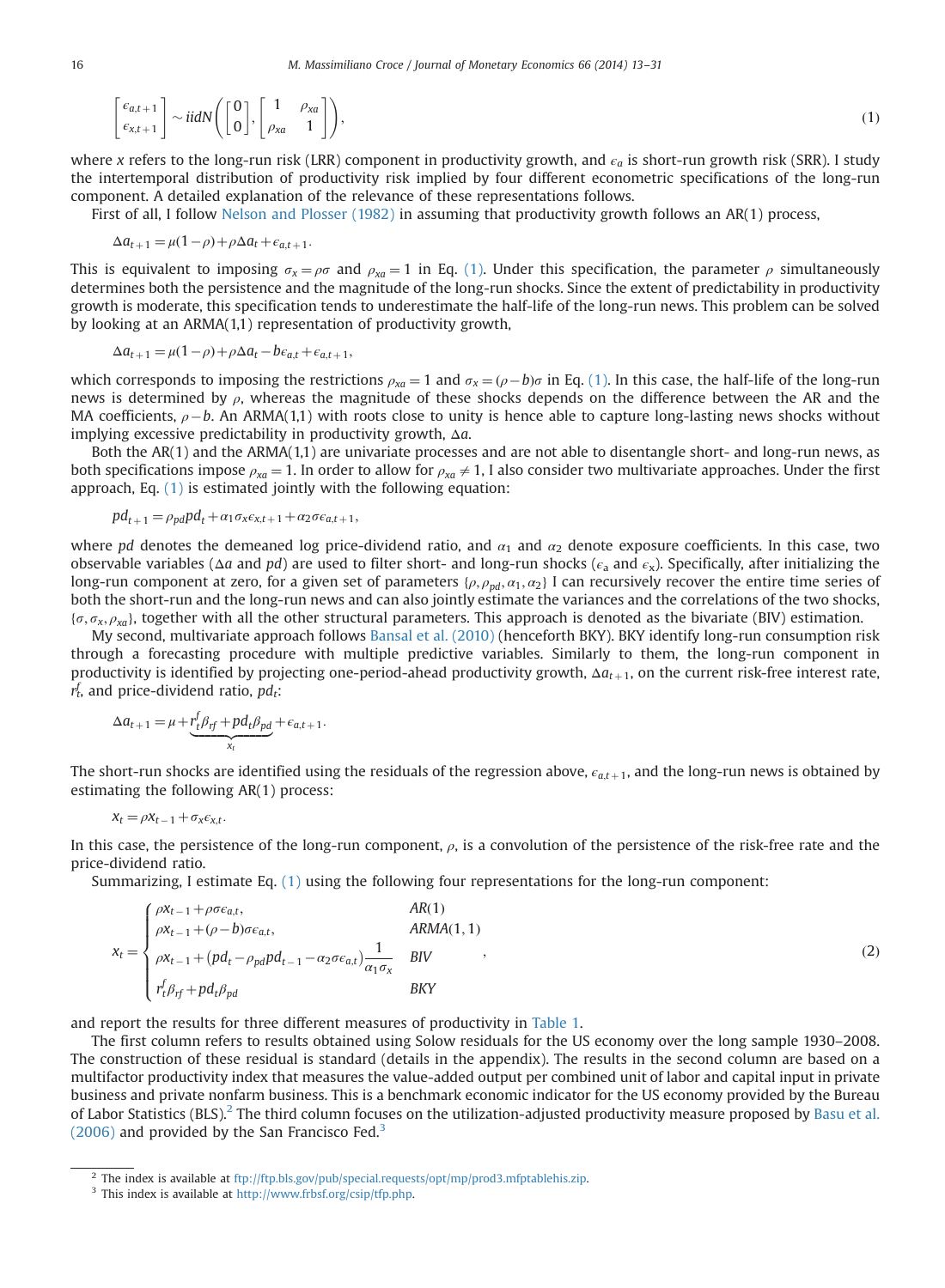$$\begin{bmatrix} \epsilon_{a,t+1} \\ \epsilon_{x,t+1} \end{bmatrix} \sim iidN\left( \begin{bmatrix} 0 \\ 0 \end{bmatrix}, \begin{bmatrix} 1 & \rho_{xa} \\ \rho_{xa} & 1 \end{bmatrix} \right), \tag{1}$$

where $x$ refers to the long-run risk (LRR) component in productivity growth, and $\epsilon_a$ is short-run growth risk (SRR). I study the intertemporal distribution of productivity risk implied by four different econometric specifications of the long-run component. A detailed explanation of the relevance of these representations follows.

First of all, I follow Nelson and Plosser (1982) in assuming that productivity growth follows an AR(1) process,

$$\Delta a_{t+1} = \mu(1-\rho) + \rho \Delta a_t + \epsilon_{a,t+1}.$$

This is equivalent to imposing $\sigma_x = \rho\sigma$ and $\rho_{xa} = 1$ in Eq. (1). Under this specification, the parameter $\rho$ simultaneously determines both the persistence and the magnitude of the long-run shocks. Since the extent of predictability in productivity growth is moderate, this specification tends to underestimate the half-life of the long-run news. This problem can be solved by looking at an ARMA(1,1) representation of productivity growth,

$$\Delta a_{t+1} = \mu(1-\rho) + \rho \Delta a_t - b\epsilon_{a,t} + \epsilon_{a,t+1},$$

which corresponds to imposing the restrictions $\rho_{xa} = 1$ and $\sigma_x = (\rho - b)\sigma$ in Eq. (1). In this case, the half-life of the long-run news is determined by $\rho$, whereas the magnitude of these shocks depends on the difference between the AR and the MA coefficients, $\rho - b$. An ARMA(1,1) with roots close to unity is hence able to capture long-lasting news shocks without implying excessive predictability in productivity growth, $\Delta a$.

Both the AR(1) and the ARMA(1,1) are univariate processes and are not able to disentangle short- and long-run news, as both specifications impose $\rho_{xa} = 1$. In order to allow for $\rho_{xa} \neq 1$, I also consider two multivariate approaches. Under the first approach, Eq. (1) is estimated jointly with the following equation:

$$pd_{t+1} = \rho_{pd} pd_t + \alpha_1 \sigma_x \epsilon_{x,t+1} + \alpha_2 \sigma \epsilon_{a,t+1},$$

where $pd$ denotes the demeaned log price-dividend ratio, and $\alpha_1$ and $\alpha_2$ denote exposure coefficients. In this case, two observable variables ($\Delta a$ and $pd$) are used to filter short- and long-run shocks ($\epsilon_a$ and $\epsilon_x$). Specifically, after initializing the long-run component at zero, for a given set of parameters $\{\rho, \rho_{pd}, \alpha_1, \alpha_2\}$ I can recursively recover the entire time series of both the short-run and the long-run news and can also jointly estimate the variances and the correlations of the two shocks, $\{\sigma, \sigma_x, \rho_{xa}\}$, together with all the other structural parameters. This approach is denoted as the bivariate (BIV) estimation.

My second, multivariate approach follows Bansal et al. (2010) (henceforth BKY). BKY identify long-run consumption risk through a forecasting procedure with multiple predictive variables. Similarly to them, the long-run component in productivity is identified by projecting one-period-ahead productivity growth, $\Delta a_{t+1}$, on the current risk-free interest rate, $r_t^f$, and price-dividend ratio, $pd_t$:

$$\Delta a_{t+1} = \mu + \underbrace{r_t^f \beta_{rf} + pd_t \beta_{pd}}_{x_t} + \epsilon_{a,t+1}.$$

The short-run shocks are identified using the residuals of the regression above, $\epsilon_{a,t+1}$, and the long-run news is obtained by estimating the following AR(1) process:

$$x_t = \rho x_{t-1} + \sigma_x \epsilon_{x,t}.$$

In this case, the persistence of the long-run component, $\rho$, is a convolution of the persistence of the risk-free rate and the price-dividend ratio.

Summarizing, I estimate Eq. (1) using the following four representations for the long-run component:

$$x_t = \begin{cases} \rho x_{t-1} + \rho\sigma\epsilon_{a,t}, & AR(1) \\ \rho x_{t-1} + (\rho - b)\sigma\epsilon_{a,t}, & ARMA(1,1) \\ \rho x_{t-1} + (pd_t - \rho_{pd} pd_{t-1} - \alpha_2 \sigma \epsilon_{a,t}) \dfrac{1}{\alpha_1 \sigma_x} & BIV \\ r_t^f \beta_{rf} + pd_t \beta_{pd} & BKY \end{cases}, \tag{2}$$

and report the results for three different measures of productivity in Table 1.

The first column refers to results obtained using Solow residuals for the US economy over the long sample 1930–2008. The construction of these residual is standard (details in the appendix). The results in the second column are based on a multifactor productivity index that measures the value-added output per combined unit of labor and capital input in private business and private nonfarm business. This is a benchmark economic indicator for the US economy provided by the Bureau of Labor Statistics (BLS).[2] The third column focuses on the utilization-adjusted productivity measure proposed by Basu et al. (2006) and provided by the San Francisco Fed.[3]

---

[2] The index is available at ftp://ftp.bls.gov/pub/special.requests/opt/mp/prod3.mfptablehis.zip.

[3] This index is available at http://www.frbsf.org/csip/tfp.php.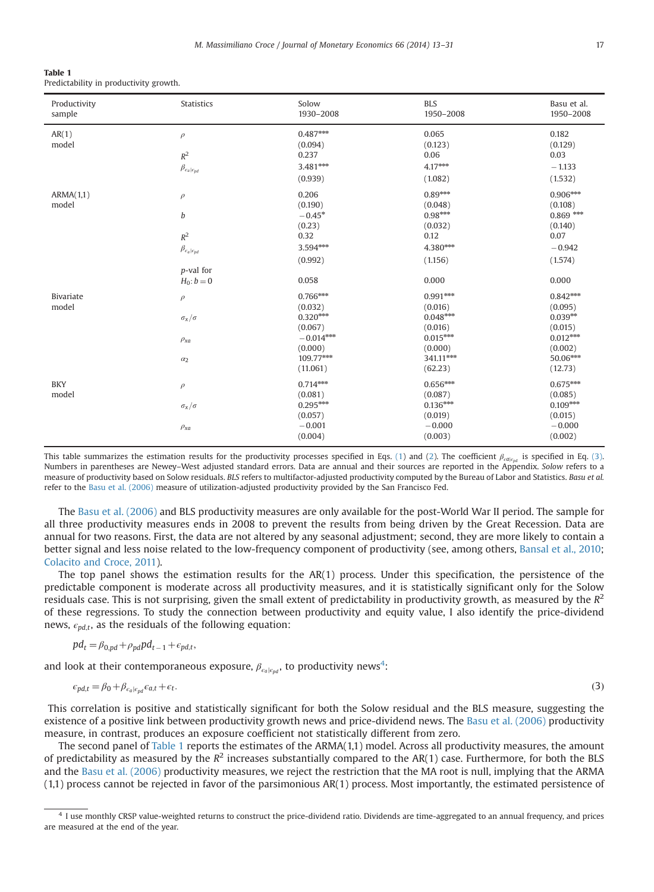**Table 1**
Predictability in productivity growth.

| Productivity sample | Statistics | Solow 1930–2008 | BLS 1950–2008 | Basu et al. 1950–2008 |
|---|---|---|---|---|
| AR(1) model | $\rho$ | 0.487*** | 0.065 | 0.182 |
| | | (0.094) | (0.123) | (0.129) |
| | $R^2$ | 0.237 | 0.06 | 0.03 |
| | $\beta_{\epsilon_a \vert \epsilon_{pd}}$ | 3.481*** | 4.17*** | −1.133 |
| | | (0.939) | (1.082) | (1.532) |
| ARMA(1,1) model | $\rho$ | 0.206 | 0.89*** | 0.906*** |
| | | (0.190) | (0.048) | (0.108) |
| | $b$ | −0.45* | 0.98*** | 0.869 *** |
| | | (0.23) | (0.032) | (0.140) |
| | $R^2$ | 0.32 | 0.12 | 0.07 |
| | $\beta_{\epsilon_a \vert \epsilon_{pd}}$ | 3.594*** | 4.380*** | −0.942 |
| | | (0.992) | (1.156) | (1.574) |
| | $p$-val for $H_0: b=0$ | 0.058 | 0.000 | 0.000 |
| Bivariate model | $\rho$ | 0.766*** | 0.991*** | 0.842*** |
| | | (0.032) | (0.016) | (0.095) |
| | $\sigma_x/\sigma$ | 0.320*** | 0.048*** | 0.039** |
| | | (0.067) | (0.016) | (0.015) |
| | $\rho_{xa}$ | −0.014*** | 0.015*** | 0.012*** |
| | | (0.000) | (0.000) | (0.002) |
| | $\alpha_2$ | 109.77*** | 341.11*** | 50.06*** |
| | | (11.061) | (62.23) | (12.73) |
| BKY model | $\rho$ | 0.714*** | 0.656*** | 0.675*** |
| | | (0.081) | (0.087) | (0.085) |
| | $\sigma_x/\sigma$ | 0.295*** | 0.136*** | 0.109*** |
| | | (0.057) | (0.019) | (0.015) |
| | $\rho_{xa}$ | −0.001 | −0.000 | −0.000 |
| | | (0.004) | (0.003) | (0.002) |

This table summarizes the estimation results for the productivity processes specified in Eqs. (1) and (2). The coefficient $\beta_{\epsilon a \vert \epsilon_{pd}}$ is specified in Eq. (3). Numbers in parentheses are Newey–West adjusted standard errors. Data are annual and their sources are reported in the Appendix. *Solow* refers to a measure of productivity based on Solow residuals. *BLS* refers to multifactor-adjusted productivity computed by the Bureau of Labor and Statistics. *Basu et al.* refer to the Basu et al. (2006) measure of utilization-adjusted productivity provided by the San Francisco Fed.

The Basu et al. (2006) and BLS productivity measures are only available for the post-World War II period. The sample for all three productivity measures ends in 2008 to prevent the results from being driven by the Great Recession. Data are annual for two reasons. First, the data are not altered by any seasonal adjustment; second, they are more likely to contain a better signal and less noise related to the low-frequency component of productivity (see, among others, Bansal et al., 2010; Colacito and Croce, 2011).

The top panel shows the estimation results for the AR(1) process. Under this specification, the persistence of the predictable component is moderate across all productivity measures, and it is statistically significant only for the Solow residuals case. This is not surprising, given the small extent of predictability in productivity growth, as measured by the $R^2$ of these regressions. To study the connection between productivity and equity value, I also identify the price-dividend news, $\epsilon_{pd,t}$, as the residuals of the following equation:

$$pd_t = \beta_{0,pd} + \rho_{pd} pd_{t-1} + \epsilon_{pd,t},$$

and look at their contemporaneous exposure, $\beta_{\epsilon_a \vert \epsilon_{pd}}$, to productivity news[4]:

$$\epsilon_{pd,t} = \beta_0 + \beta_{\epsilon_a \vert \epsilon_{pd}} \epsilon_{a,t} + \epsilon_t. \tag{3}$$

This correlation is positive and statistically significant for both the Solow residual and the BLS measure, suggesting the existence of a positive link between productivity growth news and price-dividend news. The Basu et al. (2006) productivity measure, in contrast, produces an exposure coefficient not statistically different from zero.

The second panel of Table 1 reports the estimates of the ARMA(1,1) model. Across all productivity measures, the amount of predictability as measured by the $R^2$ increases substantially compared to the AR(1) case. Furthermore, for both the BLS and the Basu et al. (2006) productivity measures, we reject the restriction that the MA root is null, implying that the ARMA (1,1) process cannot be rejected in favor of the parsimonious AR(1) process. Most importantly, the estimated persistence of

[4] I use monthly CRSP value-weighted returns to construct the price-dividend ratio. Dividends are time-aggregated to an annual frequency, and prices are measured at the end of the year.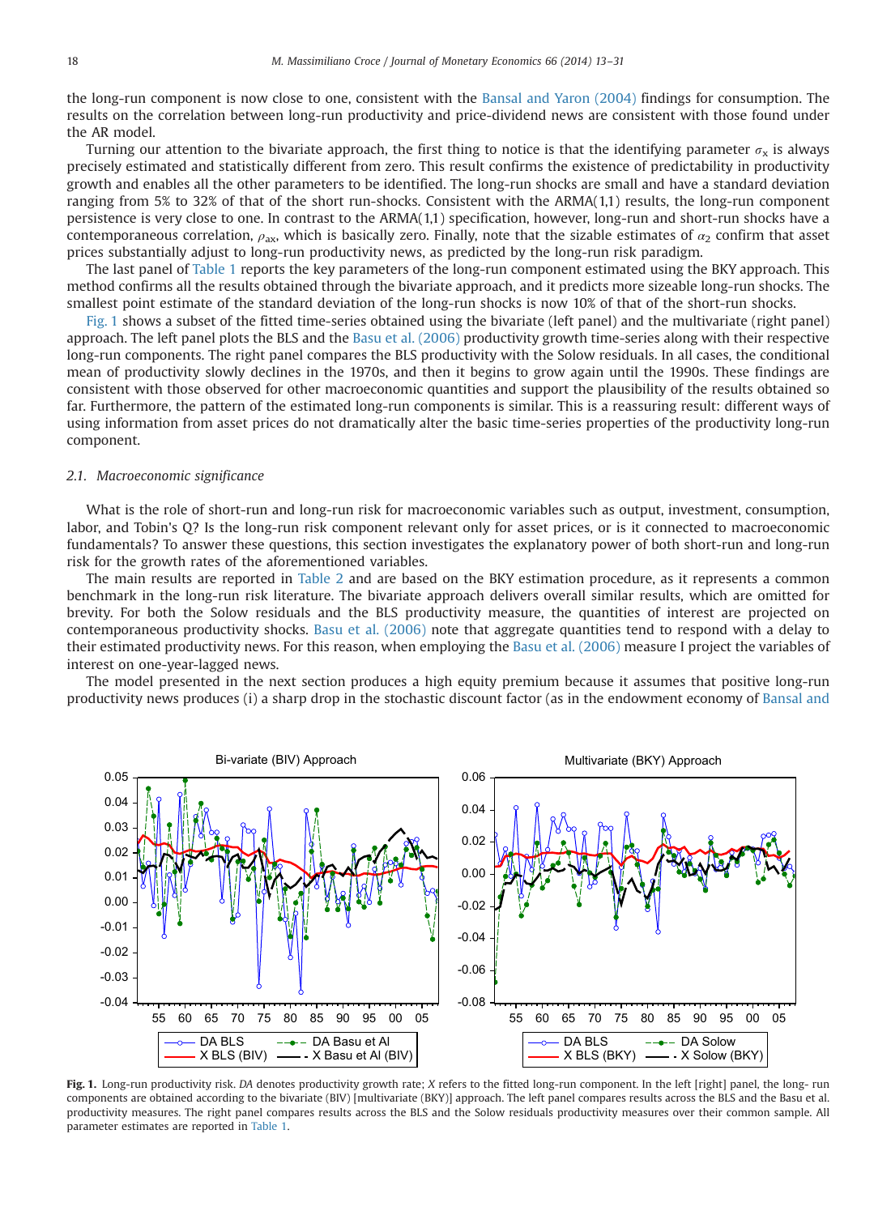the long-run component is now close to one, consistent with the Bansal and Yaron (2004) findings for consumption. The results on the correlation between long-run productivity and price-dividend news are consistent with those found under the AR model.

Turning our attention to the bivariate approach, the first thing to notice is that the identifying parameter $\sigma_x$ is always precisely estimated and statistically different from zero. This result confirms the existence of predictability in productivity growth and enables all the other parameters to be identified. The long-run shocks are small and have a standard deviation ranging from 5% to 32% of that of the short run-shocks. Consistent with the ARMA(1,1) results, the long-run component persistence is very close to one. In contrast to the ARMA(1,1) specification, however, long-run and short-run shocks have a contemporaneous correlation, $\rho_{ax}$, which is basically zero. Finally, note that the sizable estimates of $\alpha_2$ confirm that asset prices substantially adjust to long-run productivity news, as predicted by the long-run risk paradigm.

The last panel of Table 1 reports the key parameters of the long-run component estimated using the BKY approach. This method confirms all the results obtained through the bivariate approach, and it predicts more sizeable long-run shocks. The smallest point estimate of the standard deviation of the long-run shocks is now 10% of that of the short-run shocks.

Fig. 1 shows a subset of the fitted time-series obtained using the bivariate (left panel) and the multivariate (right panel) approach. The left panel plots the BLS and the Basu et al. (2006) productivity growth time-series along with their respective long-run components. The right panel compares the BLS productivity with the Solow residuals. In all cases, the conditional mean of productivity slowly declines in the 1970s, and then it begins to grow again until the 1990s. These findings are consistent with those observed for other macroeconomic quantities and support the plausibility of the results obtained so far. Furthermore, the pattern of the estimated long-run components is similar. This is a reassuring result: different ways of using information from asset prices do not dramatically alter the basic time-series properties of the productivity long-run component.

### 2.1. *Macroeconomic significance*

What is the role of short-run and long-run risk for macroeconomic variables such as output, investment, consumption, labor, and Tobin's Q? Is the long-run risk component relevant only for asset prices, or is it connected to macroeconomic fundamentals? To answer these questions, this section investigates the explanatory power of both short-run and long-run risk for the growth rates of the aforementioned variables.

The main results are reported in Table 2 and are based on the BKY estimation procedure, as it represents a common benchmark in the long-run risk literature. The bivariate approach delivers overall similar results, which are omitted for brevity. For both the Solow residuals and the BLS productivity measure, the quantities of interest are projected on contemporaneous productivity shocks. Basu et al. (2006) note that aggregate quantities tend to respond with a delay to their estimated productivity news. For this reason, when employing the Basu et al. (2006) measure I project the variables of interest on one-year-lagged news.

The model presented in the next section produces a high equity premium because it assumes that positive long-run productivity news produces (i) a sharp drop in the stochastic discount factor (as in the endowment economy of Bansal and

Bi-variate (BIV) Approach

0.05
0.04
0.03
0.02
0.01
0.00
-0.01
-0.02
-0.03
-0.04

55 60 65 70 75 80 85 90 95 00 05

DA BLS
DA Basu et Al
X BLS (BIV)
X Basu et Al (BIV)

Multivariate (BKY) Approach

0.06
0.04
0.02
0.00
-0.02
-0.04
-0.06
-0.08

55 60 65 70 75 80 85 90 95 00 05

DA BLS
DA Solow
X BLS (BKY)
X Solow (BKY)

**Fig. 1.** Long-run productivity risk. *DA* denotes productivity growth rate; *X* refers to the fitted long-run component. In the left [right] panel, the long- run components are obtained according to the bivariate (BIV) [multivariate (BKY)] approach. The left panel compares results across the BLS and the Basu et al. productivity measures. The right panel compares results across the BLS and the Solow residuals productivity measures over their common sample. All parameter estimates are reported in Table 1.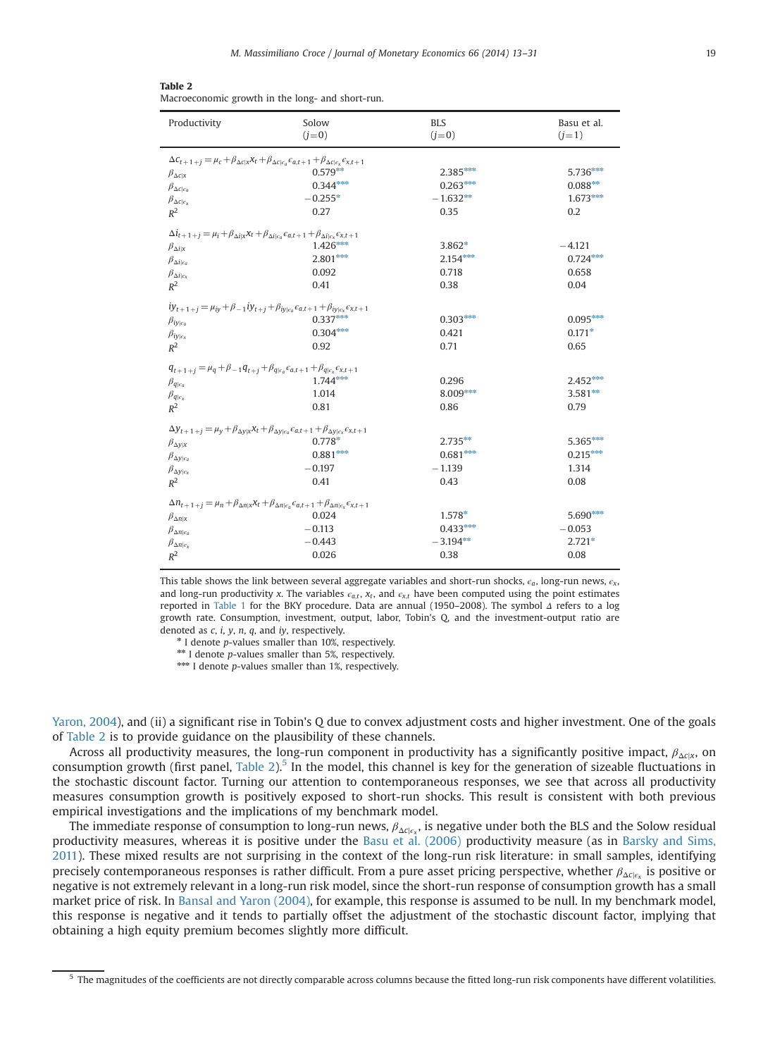**Table 2**
Macroeconomic growth in the long- and short-run.

| Productivity | Solow ($j=0$) | BLS ($j=0$) | Basu et al. ($j=1$) |
|---|---|---|---|
| $\Delta c_{t+1+j} = \mu_c + \beta_{\Delta c \mid x} x_t + \beta_{\Delta c \mid \epsilon_a} \epsilon_{a,t+1} + \beta_{\Delta c \mid \epsilon_x} \epsilon_{x,t+1}$ | | | |
| $\beta_{\Delta c \mid x}$ | 0.579** | 2.385*** | 5.736*** |
| $\beta_{\Delta c \mid \epsilon_a}$ | 0.344*** | 0.263*** | 0.088** |
| $\beta_{\Delta c \mid \epsilon_x}$ | −0.255* | −1.632** | 1.673*** |
| $R^2$ | 0.27 | 0.35 | 0.2 |
| $\Delta i_{t+1+j} = \mu_i + \beta_{\Delta i \mid x} x_t + \beta_{\Delta i \mid \epsilon_a} \epsilon_{a,t+1} + \beta_{\Delta i \mid \epsilon_x} \epsilon_{x,t+1}$ | | | |
| $\beta_{\Delta i \mid x}$ | 1.426*** | 3.862* | −4.121 |
| $\beta_{\Delta i \mid \epsilon_a}$ | 2.801*** | 2.154*** | 0.724*** |
| $\beta_{\Delta i \mid \epsilon_x}$ | 0.092 | 0.718 | 0.658 |
| $R^2$ | 0.41 | 0.38 | 0.04 |
| $iy_{t+1+j} = \mu_{iy} + \beta_{-1} iy_{t+j} + \beta_{iy \mid \epsilon_a} \epsilon_{a,t+1} + \beta_{iy \mid \epsilon_x} \epsilon_{x,t+1}$ | | | |
| $\beta_{iy \mid \epsilon_a}$ | 0.337*** | 0.303*** | 0.095*** |
| $\beta_{iy \mid \epsilon_x}$ | 0.304*** | 0.421 | 0.171* |
| $R^2$ | 0.92 | 0.71 | 0.65 |
| $q_{t+1+j} = \mu_q + \beta_{-1} q_{t+j} + \beta_{q \mid \epsilon_a} \epsilon_{a,t+1} + \beta_{q \mid \epsilon_x} \epsilon_{x,t+1}$ | | | |
| $\beta_{q \mid \epsilon_a}$ | 1.744*** | 0.296 | 2.452*** |
| $\beta_{q \mid \epsilon_x}$ | 1.014 | 8.009*** | 3.581** |
| $R^2$ | 0.81 | 0.86 | 0.79 |
| $\Delta y_{t+1+j} = \mu_y + \beta_{\Delta y \mid x} x_t + \beta_{\Delta y \mid \epsilon_a} \epsilon_{a,t+1} + \beta_{\Delta y \mid \epsilon_x} \epsilon_{x,t+1}$ | | | |
| $\beta_{\Delta y \mid x}$ | 0.778* | 2.735** | 5.365*** |
| $\beta_{\Delta y \mid \epsilon_a}$ | 0.881*** | 0.681*** | 0.215*** |
| $\beta_{\Delta y \mid \epsilon_x}$ | −0.197 | −1.139 | 1.314 |
| $R^2$ | 0.41 | 0.43 | 0.08 |
| $\Delta n_{t+1+j} = \mu_n + \beta_{\Delta n \mid x} x_t + \beta_{\Delta n \mid \epsilon_a} \epsilon_{a,t+1} + \beta_{\Delta n \mid \epsilon_x} \epsilon_{x,t+1}$ | | | |
| $\beta_{\Delta n \mid x}$ | 0.024 | 1.578* | 5.690*** |
| $\beta_{\Delta n \mid \epsilon_a}$ | −0.113 | 0.433*** | −0.053 |
| $\beta_{\Delta n \mid \epsilon_x}$ | −0.443 | −3.194** | 2.721* |
| $R^2$ | 0.026 | 0.38 | 0.08 |

This table shows the link between several aggregate variables and short-run shocks, $\epsilon_a$, long-run news, $\epsilon_x$, and long-run productivity $x$. The variables $\epsilon_{a,t}$, $x_t$, and $\epsilon_{x,t}$ have been computed using the point estimates reported in Table 1 for the BKY procedure. Data are annual (1950–2008). The symbol $\Delta$ refers to a log growth rate. Consumption, investment, output, labor, Tobin's Q, and the investment-output ratio are denoted as $c$, $i$, $y$, $n$, $q$, and $iy$, respectively.

\* I denote $p$-values smaller than 10%, respectively.

\*\* I denote $p$-values smaller than 5%, respectively.

\*\*\* I denote $p$-values smaller than 1%, respectively.

Yaron, 2004), and (ii) a significant rise in Tobin's Q due to convex adjustment costs and higher investment. One of the goals of Table 2 is to provide guidance on the plausibility of these channels.

Across all productivity measures, the long-run component in productivity has a significantly positive impact, $\beta_{\Delta c|x}$, on consumption growth (first panel, Table 2).[5] In the model, this channel is key for the generation of sizeable fluctuations in the stochastic discount factor. Turning our attention to contemporaneous responses, we see that across all productivity measures consumption growth is positively exposed to short-run shocks. This result is consistent with both previous empirical investigations and the implications of my benchmark model.

The immediate response of consumption to long-run news, $\beta_{\Delta c|\epsilon_x}$, is negative under both the BLS and the Solow residual productivity measures, whereas it is positive under the Basu et al. (2006) productivity measure (as in Barsky and Sims, 2011). These mixed results are not surprising in the context of the long-run risk literature: in small samples, identifying precisely contemporaneous responses is rather difficult. From a pure asset pricing perspective, whether $\beta_{\Delta c|\epsilon_x}$ is positive or negative is not extremely relevant in a long-run risk model, since the short-run response of consumption growth has a small market price of risk. In Bansal and Yaron (2004), for example, this response is assumed to be null. In my benchmark model, this response is negative and it tends to partially offset the adjustment of the stochastic discount factor, implying that obtaining a high equity premium becomes slightly more difficult.

[5] The magnitudes of the coefficients are not directly comparable across columns because the fitted long-run risk components have different volatilities.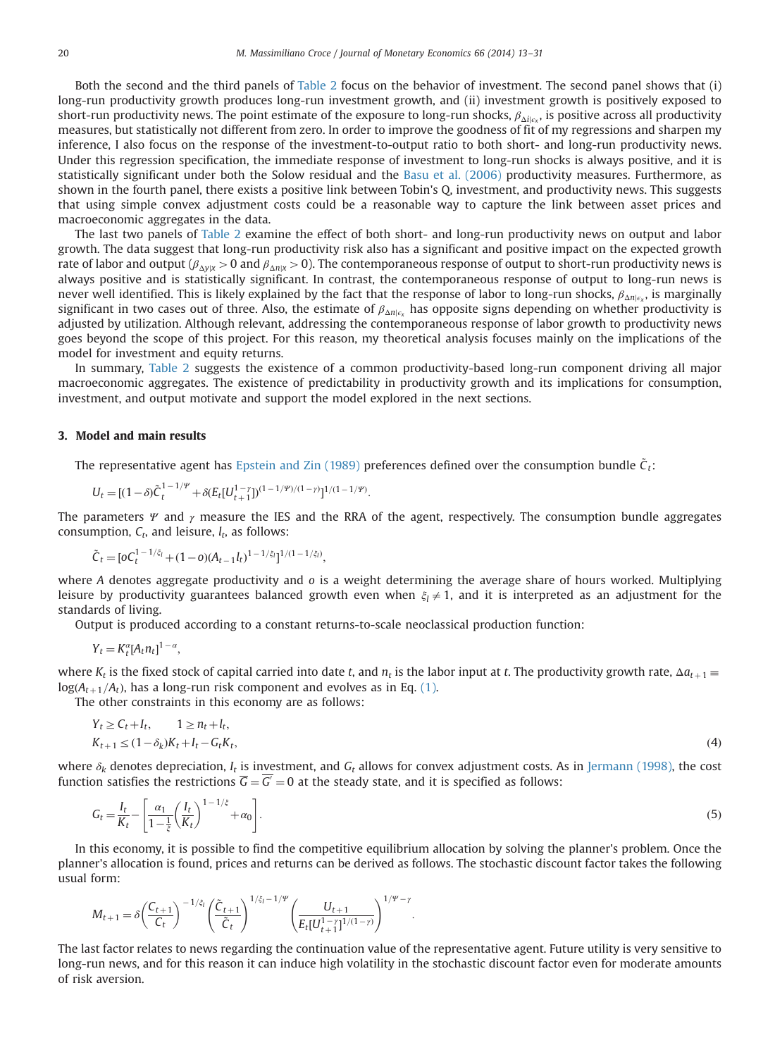Both the second and the third panels of Table 2 focus on the behavior of investment. The second panel shows that (i) long-run productivity growth produces long-run investment growth, and (ii) investment growth is positively exposed to short-run productivity news. The point estimate of the exposure to long-run shocks, $\beta_{\Delta i|\epsilon_x}$, is positive across all productivity measures, but statistically not different from zero. In order to improve the goodness of fit of my regressions and sharpen my inference, I also focus on the response of the investment-to-output ratio to both short- and long-run productivity news. Under this regression specification, the immediate response of investment to long-run shocks is always positive, and it is statistically significant under both the Solow residual and the Basu et al. (2006) productivity measures. Furthermore, as shown in the fourth panel, there exists a positive link between Tobin's Q, investment, and productivity news. This suggests that using simple convex adjustment costs could be a reasonable way to capture the link between asset prices and macroeconomic aggregates in the data.

The last two panels of Table 2 examine the effect of both short- and long-run productivity news on output and labor growth. The data suggest that long-run productivity risk also has a significant and positive impact on the expected growth rate of labor and output ($\beta_{\Delta y|x}>0$ and $\beta_{\Delta n|x}>0$). The contemporaneous response of output to short-run productivity news is always positive and is statistically significant. In contrast, the contemporaneous response of output to long-run news is never well identified. This is likely explained by the fact that the response of labor to long-run shocks, $\beta_{\Delta n|\epsilon_x}$, is marginally significant in two cases out of three. Also, the estimate of $\beta_{\Delta n|\epsilon_x}$ has opposite signs depending on whether productivity is adjusted by utilization. Although relevant, addressing the contemporaneous response of labor growth to productivity news goes beyond the scope of this project. For this reason, my theoretical analysis focuses mainly on the implications of the model for investment and equity returns.

In summary, Table 2 suggests the existence of a common productivity-based long-run component driving all major macroeconomic aggregates. The existence of predictability in productivity growth and its implications for consumption, investment, and output motivate and support the model explored in the next sections.

## 3. Model and main results

The representative agent has Epstein and Zin (1989) preferences defined over the consumption bundle $\tilde{C}_t$:

$$U_t = [(1-\delta)\tilde{C}_t^{1-1/\Psi} + \delta(E_t[U_{t+1}^{1-\gamma}])^{(1-1/\Psi)/(1-\gamma)}]^{1/(1-1/\Psi)}.$$

The parameters $\Psi$ and $\gamma$ measure the IES and the RRA of the agent, respectively. The consumption bundle aggregates consumption, $C_t$, and leisure, $l_t$, as follows:

$$\tilde{C}_t = [oC_t^{1-1/\xi_l} + (1-o)(A_{t-1}l_t)^{1-1/\xi_l}]^{1/(1-1/\xi_l)},$$

where $A$ denotes aggregate productivity and $o$ is a weight determining the average share of hours worked. Multiplying leisure by productivity guarantees balanced growth even when $\xi_l \neq 1$, and it is interpreted as an adjustment for the standards of living.

Output is produced according to a constant returns-to-scale neoclassical production function:

$$Y_t = K_t^{\alpha}[A_t n_t]^{1-\alpha},$$

where $K_t$ is the fixed stock of capital carried into date $t$, and $n_t$ is the labor input at $t$. The productivity growth rate, $\Delta a_{t+1} \equiv \log(A_{t+1}/A_t)$, has a long-run risk component and evolves as in Eq. (1).

The other constraints in this economy are as follows:

$$Y_t \geq C_t + I_t, \qquad 1 \geq n_t + l_t,$$
$$K_{t+1} \leq (1-\delta_k)K_t + I_t - G_t K_t, \tag{4}$$

where $\delta_k$ denotes depreciation, $I_t$ is investment, and $G_t$ allows for convex adjustment costs. As in Jermann (1998), the cost function satisfies the restrictions $\overline{G} = \overline{G'} = 0$ at the steady state, and it is specified as follows:

$$G_t = \frac{I_t}{K_t} - \left[\frac{\alpha_1}{1-\frac{1}{\xi}}\left(\frac{I_t}{K_t}\right)^{1-1/\xi} + \alpha_0\right]. \tag{5}$$

In this economy, it is possible to find the competitive equilibrium allocation by solving the planner's problem. Once the planner's allocation is found, prices and returns can be derived as follows. The stochastic discount factor takes the following usual form:

$$M_{t+1} = \delta\left(\frac{C_{t+1}}{C_t}\right)^{-1/\xi_l}\left(\frac{\tilde{C}_{t+1}}{\tilde{C}_t}\right)^{1/\xi_l - 1/\Psi}\left(\frac{U_{t+1}}{E_t[U_{t+1}^{1-\gamma}]^{1/(1-\gamma)}}\right)^{1/\Psi-\gamma}.$$

The last factor relates to news regarding the continuation value of the representative agent. Future utility is very sensitive to long-run news, and for this reason it can induce high volatility in the stochastic discount factor even for moderate amounts of risk aversion.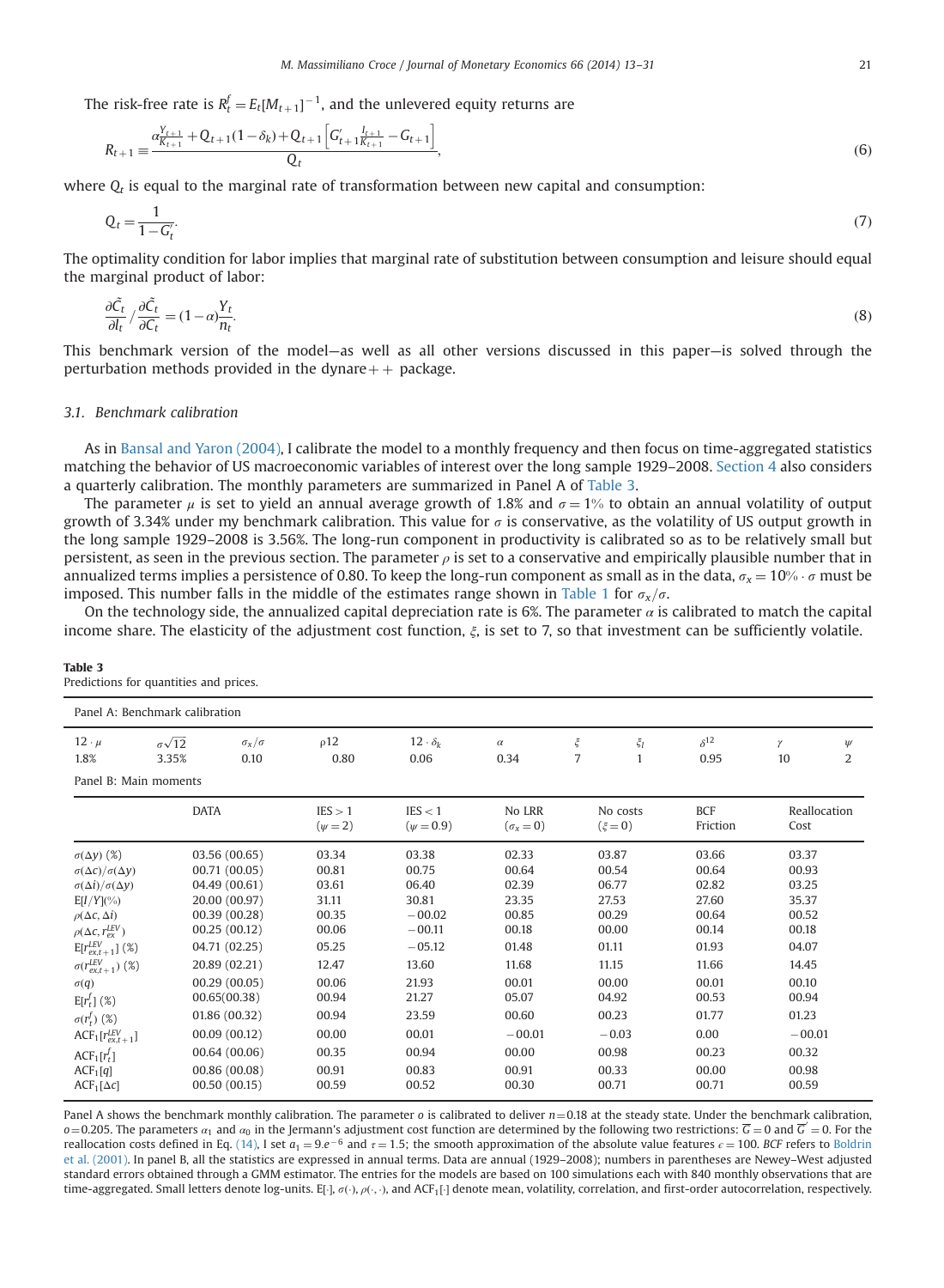The risk-free rate is $R_t^f = E_t[M_{t+1}]^{-1}$, and the unlevered equity returns are

$$R_{t+1} \equiv \frac{\alpha \frac{Y_{t+1}}{K_{t+1}} + Q_{t+1}(1-\delta_k) + Q_{t+1}\left[G'_{t+1}\frac{I_{t+1}}{K_{t+1}} - G_{t+1}\right]}{Q_t}, \tag{6}$$

where $Q_t$ is equal to the marginal rate of transformation between new capital and consumption:

$$Q_t = \frac{1}{1-G'_t}. \tag{7}$$

The optimality condition for labor implies that marginal rate of substitution between consumption and leisure should equal the marginal product of labor:

$$\frac{\partial \tilde{C}_t}{\partial l_t} \Big/ \frac{\partial \tilde{C}_t}{\partial C_t} = (1-\alpha)\frac{Y_t}{n_t}. \tag{8}$$

This benchmark version of the model—as well as all other versions discussed in this paper—is solved through the perturbation methods provided in the dynare++ package.

### 3.1. Benchmark calibration

As in Bansal and Yaron (2004), I calibrate the model to a monthly frequency and then focus on time-aggregated statistics matching the behavior of US macroeconomic variables of interest over the long sample 1929–2008. Section 4 also considers a quarterly calibration. The monthly parameters are summarized in Panel A of Table 3.

The parameter $\mu$ is set to yield an annual average growth of 1.8% and $\sigma = 1\%$ to obtain an annual volatility of output growth of 3.34% under my benchmark calibration. This value for $\sigma$ is conservative, as the volatility of US output growth in the long sample 1929–2008 is 3.56%. The long-run component in productivity is calibrated so as to be relatively small but persistent, as seen in the previous section. The parameter $\rho$ is set to a conservative and empirically plausible number that in annualized terms implies a persistence of 0.80. To keep the long-run component as small as in the data, $\sigma_x = 10\% \cdot \sigma$ must be imposed. This number falls in the middle of the estimates range shown in Table 1 for $\sigma_x/\sigma$.

On the technology side, the annualized capital depreciation rate is 6%. The parameter $\alpha$ is calibrated to match the capital income share. The elasticity of the adjustment cost function, $\xi$, is set to 7, so that investment can be sufficiently volatile.

**Table 3**
Predictions for quantities and prices.

Panel A: Benchmark calibration

| $12 \cdot \mu$ | $\sigma\sqrt{12}$ | $\sigma_x/\sigma$ | $\rho 12$ | $12 \cdot \delta_k$ | $\alpha$ | $\xi$ | $\xi_l$ | $\delta^{12}$ | $\gamma$ | $\psi$ |
|---|---|---|---|---|---|---|---|---|---|---|
| 1.8% | 3.35% | 0.10 | 0.80 | 0.06 | 0.34 | 7 | 1 | 0.95 | 10 | 2 |

Panel B: Main moments

| | DATA | IES > 1 ($\psi = 2$) | IES < 1 ($\psi = 0.9$) | No LRR ($\sigma_x = 0$) | No costs ($\xi = 0$) | BCF Friction | Reallocation Cost |
|---|---|---|---|---|---|---|---|
| $\sigma(\Delta y)$ (%) | 03.56 (00.65) | 03.34 | 03.38 | 02.33 | 03.87 | 03.66 | 03.37 |
| $\sigma(\Delta c)/\sigma(\Delta y)$ | 00.71 (00.05) | 00.81 | 00.75 | 00.64 | 00.54 | 00.64 | 00.93 |
| $\sigma(\Delta i)/\sigma(\Delta y)$ | 04.49 (00.61) | 03.61 | 06.40 | 02.39 | 06.77 | 02.82 | 03.25 |
| $E[I/Y](\%)$ | 20.00 (00.97) | 31.11 | 30.81 | 23.35 | 27.53 | 27.60 | 35.37 |
| $\rho(\Delta c, \Delta i)$ | 00.39 (00.28) | 00.35 | −00.02 | 00.85 | 00.29 | 00.64 | 00.52 |
| $\rho(\Delta c, r_{ex}^{LEV})$ | 00.25 (00.12) | 00.06 | −00.11 | 00.18 | 00.00 | 00.14 | 00.18 |
| $E[r_{ex,t+1}^{LEV}]$ (%) | 04.71 (02.25) | 05.25 | −05.12 | 01.48 | 01.11 | 01.93 | 04.07 |
| $\sigma(r_{ex,t+1}^{LEV})$ (%) | 20.89 (02.21) | 12.47 | 13.60 | 11.68 | 11.15 | 11.66 | 14.45 |
| $\sigma(q)$ | 00.29 (00.05) | 00.06 | 21.93 | 00.01 | 00.00 | 00.01 | 00.10 |
| $E[r_t^f]$ (%) | 00.65(00.38) | 00.94 | 21.27 | 05.07 | 04.92 | 00.53 | 00.94 |
| $\sigma(r_t^f)$ (%) | 01.86 (00.32) | 00.94 | 23.59 | 00.60 | 00.23 | 01.77 | 01.23 |
| $ACF_1[r_{ex,t+1}^{LEV}]$ | 00.09 (00.12) | 00.00 | 00.01 | −00.01 | −0.03 | 0.00 | −00.01 |
| $ACF_1[r_t^f]$ | 00.64 (00.06) | 00.35 | 00.94 | 00.00 | 00.98 | 00.23 | 00.32 |
| $ACF_1[q]$ | 00.86 (00.08) | 00.91 | 00.83 | 00.91 | 00.33 | 00.00 | 00.98 |
| $ACF_1[\Delta c]$ | 00.50 (00.15) | 00.59 | 00.52 | 00.30 | 00.71 | 00.71 | 00.59 |

Panel A shows the benchmark monthly calibration. The parameter $o$ is calibrated to deliver $n = 0.18$ at the steady state. Under the benchmark calibration, $o = 0.205$. The parameters $\alpha_1$ and $\alpha_0$ in the Jermann's adjustment cost function are determined by the following two restrictions: $\overline{G} = 0$ and $\overline{G}' = 0$. For the reallocation costs defined in Eq. (14), I set $a_1 = 9.e^{-6}$ and $\tau = 1.5$; the smooth approximation of the absolute value features $\epsilon = 100$. *BCF* refers to Boldrin et al. (2001). In panel B, all the statistics are expressed in annual terms. Data are annual (1929–2008); numbers in parentheses are Newey–West adjusted standard errors obtained through a GMM estimator. The entries for the models are based on 100 simulations each with 840 monthly observations that are time-aggregated. Small letters denote log-units. $E[\cdot]$, $\sigma(\cdot)$, $\rho(\cdot,\cdot)$, and $ACF_1[\cdot]$ denote mean, volatility, correlation, and first-order autocorrelation, respectively.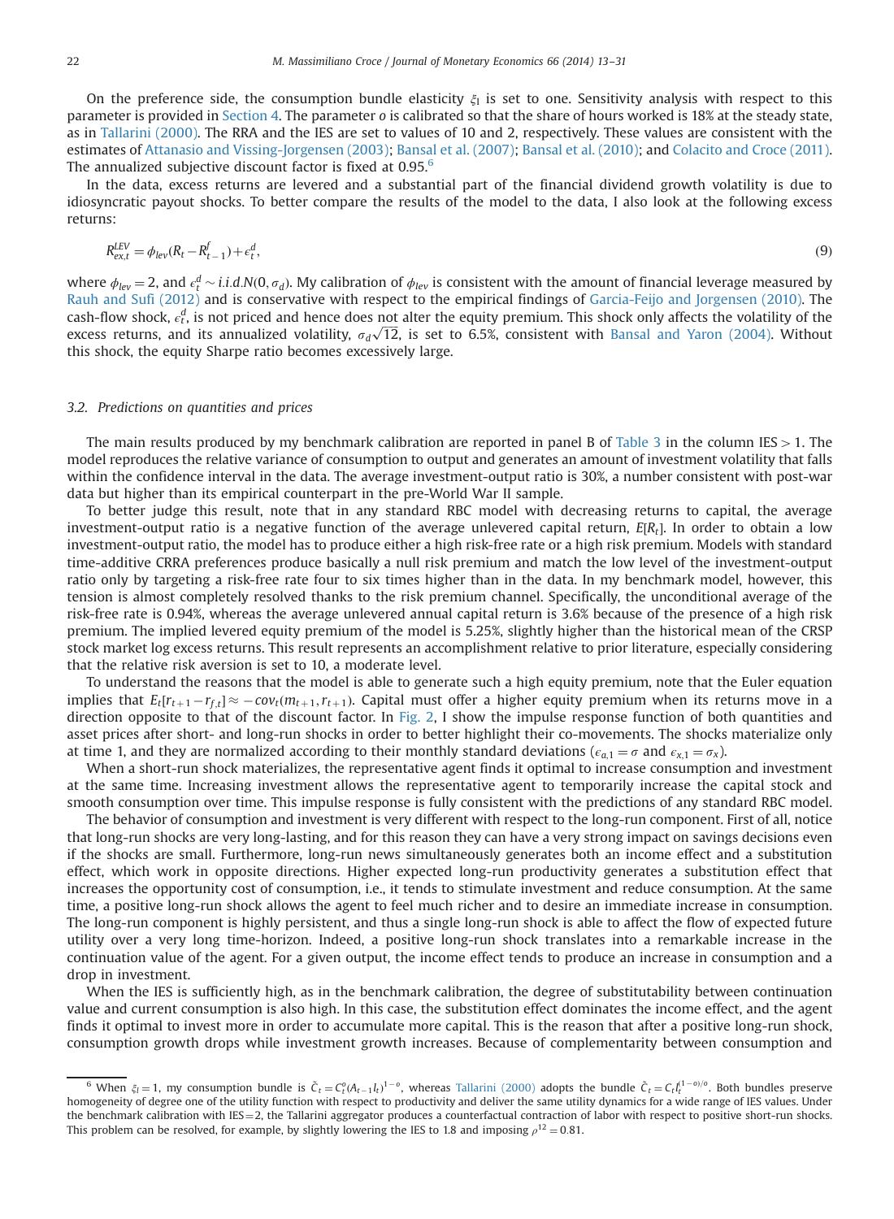On the preference side, the consumption bundle elasticity $\xi_l$ is set to one. Sensitivity analysis with respect to this parameter is provided in Section 4. The parameter $o$ is calibrated so that the share of hours worked is 18% at the steady state, as in Tallarini (2000). The RRA and the IES are set to values of 10 and 2, respectively. These values are consistent with the estimates of Attanasio and Vissing-Jorgensen (2003); Bansal et al. (2007); Bansal et al. (2010); and Colacito and Croce (2011). The annualized subjective discount factor is fixed at 0.95.[6]

In the data, excess returns are levered and a substantial part of the financial dividend growth volatility is due to idiosyncratic payout shocks. To better compare the results of the model to the data, I also look at the following excess returns:

$$R_{ex,t}^{LEV} = \phi_{lev}(R_t - R_{t-1}^f) + \epsilon_t^d, \tag{9}$$

where $\phi_{lev} = 2$, and $\epsilon_t^d \sim i.i.d.N(0, \sigma_d)$. My calibration of $\phi_{lev}$ is consistent with the amount of financial leverage measured by Rauh and Sufi (2012) and is conservative with respect to the empirical findings of Garcia-Feijo and Jorgensen (2010). The cash-flow shock, $\epsilon_t^d$, is not priced and hence does not alter the equity premium. This shock only affects the volatility of the excess returns, and its annualized volatility, $\sigma_d\sqrt{12}$, is set to 6.5%, consistent with Bansal and Yaron (2004). Without this shock, the equity Sharpe ratio becomes excessively large.

### 3.2. Predictions on quantities and prices

The main results produced by my benchmark calibration are reported in panel B of Table 3 in the column IES > 1. The model reproduces the relative variance of consumption to output and generates an amount of investment volatility that falls within the confidence interval in the data. The average investment-output ratio is 30%, a number consistent with post-war data but higher than its empirical counterpart in the pre-World War II sample.

To better judge this result, note that in any standard RBC model with decreasing returns to capital, the average investment-output ratio is a negative function of the average unlevered capital return, $E[R_t]$. In order to obtain a low investment-output ratio, the model has to produce either a high risk-free rate or a high risk premium. Models with standard time-additive CRRA preferences produce basically a null risk premium and match the low level of the investment-output ratio only by targeting a risk-free rate four to six times higher than in the data. In my benchmark model, however, this tension is almost completely resolved thanks to the risk premium channel. Specifically, the unconditional average of the risk-free rate is 0.94%, whereas the average unlevered annual capital return is 3.6% because of the presence of a high risk premium. The implied levered equity premium of the model is 5.25%, slightly higher than the historical mean of the CRSP stock market log excess returns. This result represents an accomplishment relative to prior literature, especially considering that the relative risk aversion is set to 10, a moderate level.

To understand the reasons that the model is able to generate such a high equity premium, note that the Euler equation implies that $E_t[r_{t+1} - r_{f,t}] \approx -cov_t(m_{t+1}, r_{t+1})$. Capital must offer a higher equity premium when its returns move in a direction opposite to that of the discount factor. In Fig. 2, I show the impulse response function of both quantities and asset prices after short- and long-run shocks in order to better highlight their co-movements. The shocks materialize only at time 1, and they are normalized according to their monthly standard deviations ($\epsilon_{a,1} = \sigma$ and $\epsilon_{x,1} = \sigma_x$).

When a short-run shock materializes, the representative agent finds it optimal to increase consumption and investment at the same time. Increasing investment allows the representative agent to temporarily increase the capital stock and smooth consumption over time. This impulse response is fully consistent with the predictions of any standard RBC model.

The behavior of consumption and investment is very different with respect to the long-run component. First of all, notice that long-run shocks are very long-lasting, and for this reason they can have a very strong impact on savings decisions even if the shocks are small. Furthermore, long-run news simultaneously generates both an income effect and a substitution effect, which work in opposite directions. Higher expected long-run productivity generates a substitution effect that increases the opportunity cost of consumption, i.e., it tends to stimulate investment and reduce consumption. At the same time, a positive long-run shock allows the agent to feel much richer and to desire an immediate increase in consumption. The long-run component is highly persistent, and thus a single long-run shock is able to affect the flow of expected future utility over a very long time-horizon. Indeed, a positive long-run shock translates into a remarkable increase in the continuation value of the agent. For a given output, the income effect tends to produce an increase in consumption and a drop in investment.

When the IES is sufficiently high, as in the benchmark calibration, the degree of substitutability between continuation value and current consumption is also high. In this case, the substitution effect dominates the income effect, and the agent finds it optimal to invest more in order to accumulate more capital. This is the reason that after a positive long-run shock, consumption growth drops while investment growth increases. Because of complementarity between consumption and

[6] When $\xi_l = 1$, my consumption bundle is $\tilde{C}_t = C_t^o(A_{t-1}l_t)^{1-o}$, whereas Tallarini (2000) adopts the bundle $\tilde{C}_t = C_t l_t^{(1-o)/o}$. Both bundles preserve homogeneity of degree one of the utility function with respect to productivity and deliver the same utility dynamics for a wide range of IES values. Under the benchmark calibration with IES = 2, the Tallarini aggregator produces a counterfactual contraction of labor with respect to positive short-run shocks. This problem can be resolved, for example, by slightly lowering the IES to 1.8 and imposing $\rho^{12} = 0.81$.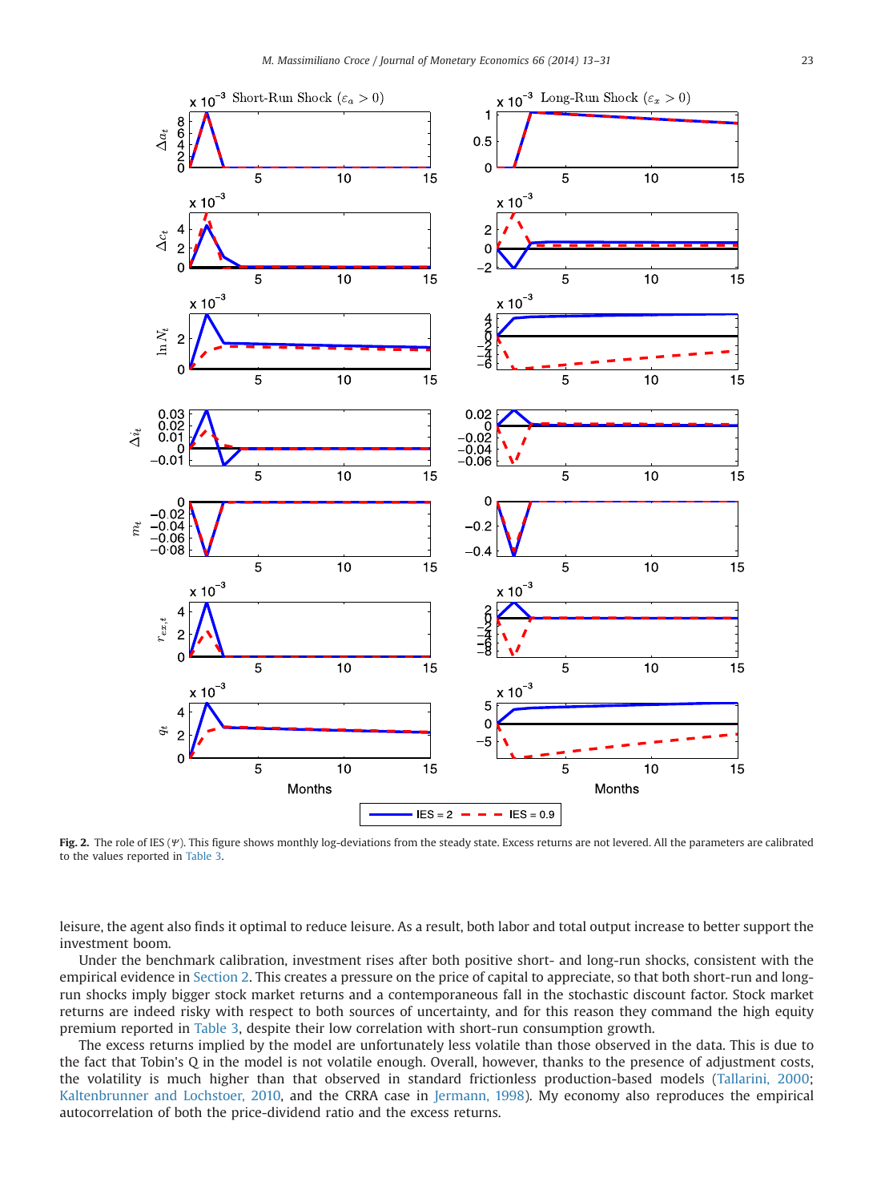x 10^-3 Short-Run Shock ($\varepsilon_a > 0$)

x 10^-3 Long-Run Shock ($\varepsilon_x > 0$)

$\Delta a_t$

$\Delta c_t$

$\ln N_t$

$\Delta i_t$

$m_t$

$r_{ex,t}$

$q_t$

Months

Months

IES = 2 IES = 0.9

**Fig. 2.** The role of IES ($\Psi$). This figure shows monthly log-deviations from the steady state. Excess returns are not levered. All the parameters are calibrated to the values reported in Table 3.

leisure, the agent also finds it optimal to reduce leisure. As a result, both labor and total output increase to better support the investment boom.

Under the benchmark calibration, investment rises after both positive short- and long-run shocks, consistent with the empirical evidence in Section 2. This creates a pressure on the price of capital to appreciate, so that both short-run and long-run shocks imply bigger stock market returns and a contemporaneous fall in the stochastic discount factor. Stock market returns are indeed risky with respect to both sources of uncertainty, and for this reason they command the high equity premium reported in Table 3, despite their low correlation with short-run consumption growth.

The excess returns implied by the model are unfortunately less volatile than those observed in the data. This is due to the fact that Tobin's Q in the model is not volatile enough. Overall, however, thanks to the presence of adjustment costs, the volatility is much higher than that observed in standard frictionless production-based models (Tallarini, 2000; Kaltenbrunner and Lochstoer, 2010, and the CRRA case in Jermann, 1998). My economy also reproduces the empirical autocorrelation of both the price-dividend ratio and the excess returns.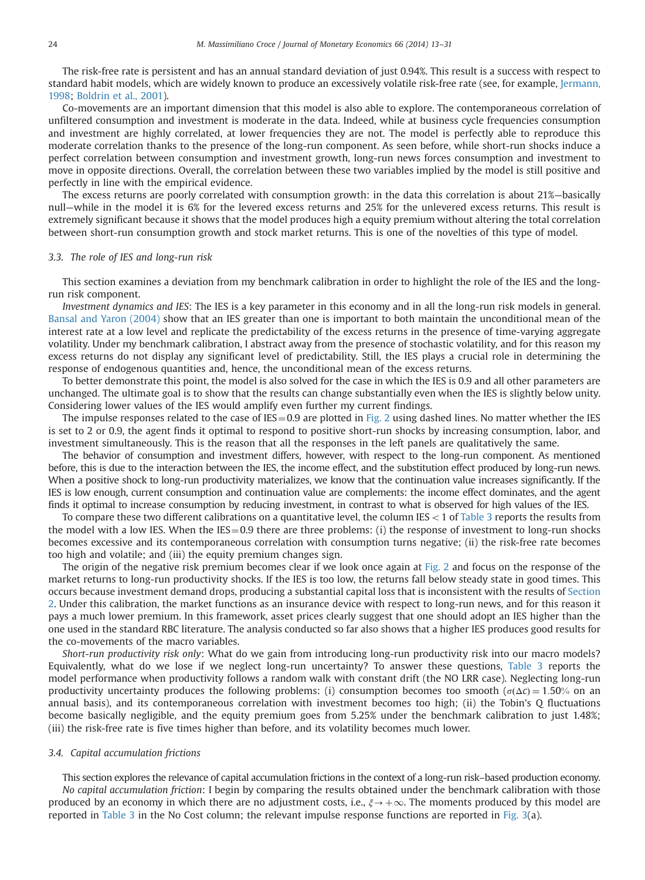The risk-free rate is persistent and has an annual standard deviation of just 0.94%. This result is a success with respect to standard habit models, which are widely known to produce an excessively volatile risk-free rate (see, for example, Jermann, 1998; Boldrin et al., 2001).

Co-movements are an important dimension that this model is also able to explore. The contemporaneous correlation of unfiltered consumption and investment is moderate in the data. Indeed, while at business cycle frequencies consumption and investment are highly correlated, at lower frequencies they are not. The model is perfectly able to reproduce this moderate correlation thanks to the presence of the long-run component. As seen before, while short-run shocks induce a perfect correlation between consumption and investment growth, long-run news forces consumption and investment to move in opposite directions. Overall, the correlation between these two variables implied by the model is still positive and perfectly in line with the empirical evidence.

The excess returns are poorly correlated with consumption growth: in the data this correlation is about 21%—basically null—while in the model it is 6% for the levered excess returns and 25% for the unlevered excess returns. This result is extremely significant because it shows that the model produces high a equity premium without altering the total correlation between short-run consumption growth and stock market returns. This is one of the novelties of this type of model.

### 3.3. The role of IES and long-run risk

This section examines a deviation from my benchmark calibration in order to highlight the role of the IES and the long-run risk component.

*Investment dynamics and IES*: The IES is a key parameter in this economy and in all the long-run risk models in general. Bansal and Yaron (2004) show that an IES greater than one is important to both maintain the unconditional mean of the interest rate at a low level and replicate the predictability of the excess returns in the presence of time-varying aggregate volatility. Under my benchmark calibration, I abstract away from the presence of stochastic volatility, and for this reason my excess returns do not display any significant level of predictability. Still, the IES plays a crucial role in determining the response of endogenous quantities and, hence, the unconditional mean of the excess returns.

To better demonstrate this point, the model is also solved for the case in which the IES is 0.9 and all other parameters are unchanged. The ultimate goal is to show that the results can change substantially even when the IES is slightly below unity. Considering lower values of the IES would amplify even further my current findings.

The impulse responses related to the case of IES = 0.9 are plotted in Fig. 2 using dashed lines. No matter whether the IES is set to 2 or 0.9, the agent finds it optimal to respond to positive short-run shocks by increasing consumption, labor, and investment simultaneously. This is the reason that all the responses in the left panels are qualitatively the same.

The behavior of consumption and investment differs, however, with respect to the long-run component. As mentioned before, this is due to the interaction between the IES, the income effect, and the substitution effect produced by long-run news. When a positive shock to long-run productivity materializes, we know that the continuation value increases significantly. If the IES is low enough, current consumption and continuation value are complements: the income effect dominates, and the agent finds it optimal to increase consumption by reducing investment, in contrast to what is observed for high values of the IES.

To compare these two different calibrations on a quantitative level, the column IES $< 1$ of Table 3 reports the results from the model with a low IES. When the IES = 0.9 there are three problems: (i) the response of investment to long-run shocks becomes excessive and its contemporaneous correlation with consumption turns negative; (ii) the risk-free rate becomes too high and volatile; and (iii) the equity premium changes sign.

The origin of the negative risk premium becomes clear if we look once again at Fig. 2 and focus on the response of the market returns to long-run productivity shocks. If the IES is too low, the returns fall below steady state in good times. This occurs because investment demand drops, producing a substantial capital loss that is inconsistent with the results of Section 2. Under this calibration, the market functions as an insurance device with respect to long-run news, and for this reason it pays a much lower premium. In this framework, asset prices clearly suggest that one should adopt an IES higher than the one used in the standard RBC literature. The analysis conducted so far also shows that a higher IES produces good results for the co-movements of the macro variables.

*Short-run productivity risk only*: What do we gain from introducing long-run productivity risk into our macro models? Equivalently, what do we lose if we neglect long-run uncertainty? To answer these questions, Table 3 reports the model performance when productivity follows a random walk with constant drift (the NO LRR case). Neglecting long-run productivity uncertainty produces the following problems: (i) consumption becomes too smooth ($\sigma(\Delta c) = 1.50\%$ on an annual basis), and its contemporaneous correlation with investment becomes too high; (ii) the Tobin's Q fluctuations become basically negligible, and the equity premium goes from 5.25% under the benchmark calibration to just 1.48%; (iii) the risk-free rate is five times higher than before, and its volatility becomes much lower.

### 3.4. Capital accumulation frictions

This section explores the relevance of capital accumulation frictions in the context of a long-run risk–based production economy.

*No capital accumulation friction*: I begin by comparing the results obtained under the benchmark calibration with those produced by an economy in which there are no adjustment costs, i.e., $\xi \to +\infty$. The moments produced by this model are reported in Table 3 in the No Cost column; the relevant impulse response functions are reported in Fig. 3(a).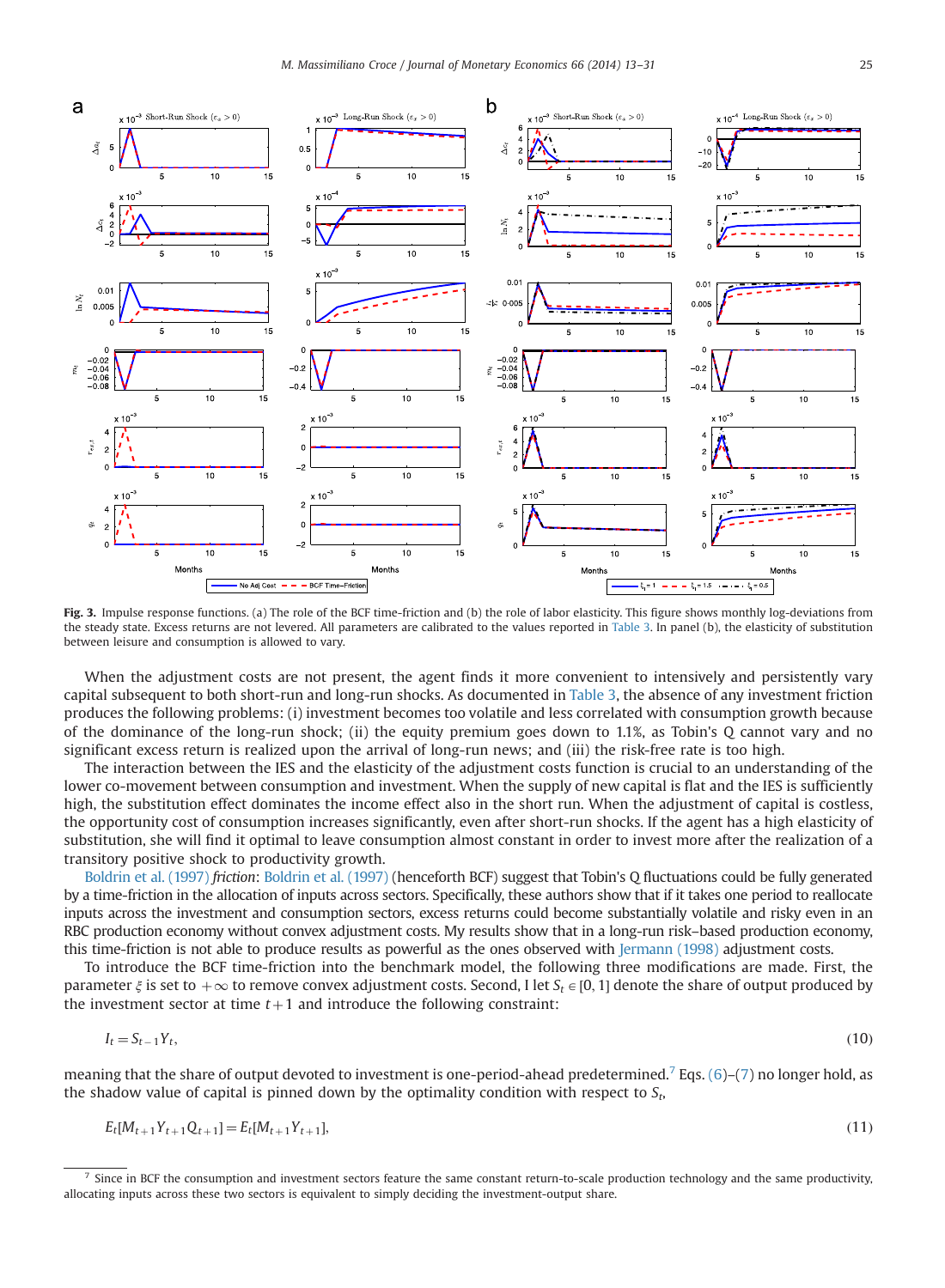a

Short-Run Shock ($\varepsilon_x > 0$)

Long-Run Shock ($\varepsilon_x > 0$)

b

Short-Run Shock ($\varepsilon_a > 0$)

Long-Run Shock ($\varepsilon_x > 0$)

Months

Months

Months

Months

No Adj Cost — BCF Time–Friction

$\xi_l = 1$ — $\xi_l = 1.5$ — $\xi_l = 0.5$

**Fig. 3.** Impulse response functions. (a) The role of the BCF time-friction and (b) the role of labor elasticity. This figure shows monthly log-deviations from the steady state. Excess returns are not levered. All parameters are calibrated to the values reported in Table 3. In panel (b), the elasticity of substitution between leisure and consumption is allowed to vary.

When the adjustment costs are not present, the agent finds it more convenient to intensively and persistently vary capital subsequent to both short-run and long-run shocks. As documented in Table 3, the absence of any investment friction produces the following problems: (i) investment becomes too volatile and less correlated with consumption growth because of the dominance of the long-run shock; (ii) the equity premium goes down to 1.1%, as Tobin's Q cannot vary and no significant excess return is realized upon the arrival of long-run news; and (iii) the risk-free rate is too high.

The interaction between the IES and the elasticity of the adjustment costs function is crucial to an understanding of the lower co-movement between consumption and investment. When the supply of new capital is flat and the IES is sufficiently high, the substitution effect dominates the income effect also in the short run. When the adjustment of capital is costless, the opportunity cost of consumption increases significantly, even after short-run shocks. If the agent has a high elasticity of substitution, she will find it optimal to leave consumption almost constant in order to invest more after the realization of a transitory positive shock to productivity growth.

Boldrin et al. (1997) *friction*: Boldrin et al. (1997) (henceforth BCF) suggest that Tobin's Q fluctuations could be fully generated by a time-friction in the allocation of inputs across sectors. Specifically, these authors show that if it takes one period to reallocate inputs across the investment and consumption sectors, excess returns could become substantially volatile and risky even in an RBC production economy without convex adjustment costs. My results show that in a long-run risk–based production economy, this time-friction is not able to produce results as powerful as the ones observed with Jermann (1998) adjustment costs.

To introduce the BCF time-friction into the benchmark model, the following three modifications are made. First, the parameter $\xi$ is set to $+\infty$ to remove convex adjustment costs. Second, I let $S_t \in [0,1]$ denote the share of output produced by the investment sector at time $t+1$ and introduce the following constraint:

$$I_t = S_{t-1} Y_t, \tag{10}$$

meaning that the share of output devoted to investment is one-period-ahead predetermined.[7] Eqs. (6)–(7) no longer hold, as the shadow value of capital is pinned down by the optimality condition with respect to $S_t$,

$$E_t[M_{t+1} Y_{t+1} Q_{t+1}] = E_t[M_{t+1} Y_{t+1}], \tag{11}$$

[7] Since in BCF the consumption and investment sectors feature the same constant return-to-scale production technology and the same productivity, allocating inputs across these two sectors is equivalent to simply deciding the investment-output share.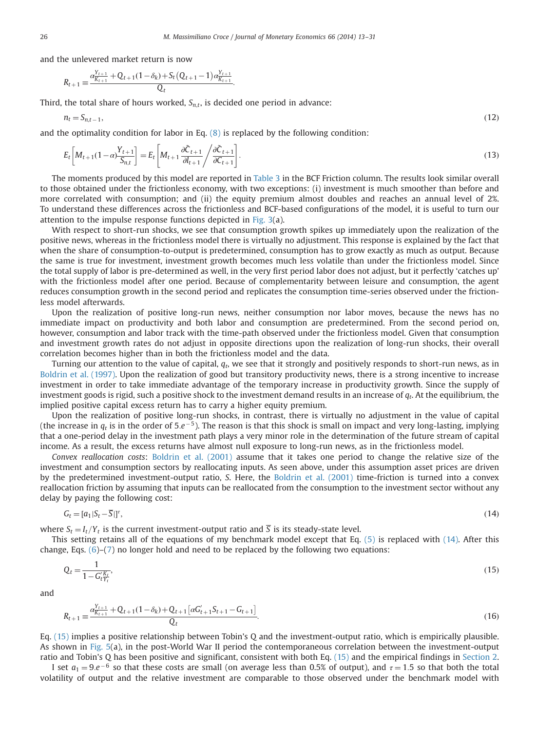and the unlevered market return is now

$$R_{t+1} \equiv \frac{\alpha \frac{Y_{t+1}}{K_{t+1}} + Q_{t+1}(1-\delta_k) + S_t(Q_{t+1}-1)\alpha \frac{Y_{t+1}}{K_{t+1}}}{Q_t}.$$

Third, the total share of hours worked, $S_{n,t}$, is decided one period in advance:

$$n_t = S_{n,t-1}, \tag{12}$$

and the optimality condition for labor in Eq. (8) is replaced by the following condition:

$$E_t\left[M_{t+1}(1-\alpha)\frac{Y_{t+1}}{S_{n,t}}\right] = E_t\left[M_{t+1}\frac{\partial \tilde{C}_{t+1}}{\partial l_{t+1}} \bigg/ \frac{\partial \tilde{C}_{t+1}}{\partial C_{t+1}}\right]. \tag{13}$$

The moments produced by this model are reported in Table 3 in the BCF Friction column. The results look similar overall to those obtained under the frictionless economy, with two exceptions: (i) investment is much smoother than before and more correlated with consumption; and (ii) the equity premium almost doubles and reaches an annual level of 2%. To understand these differences across the frictionless and BCF-based configurations of the model, it is useful to turn our attention to the impulse response functions depicted in Fig. 3(a).

With respect to short-run shocks, we see that consumption growth spikes up immediately upon the realization of the positive news, whereas in the frictionless model there is virtually no adjustment. This response is explained by the fact that when the share of consumption-to-output is predetermined, consumption has to grow exactly as much as output. Because the same is true for investment, investment growth becomes much less volatile than under the frictionless model. Since the total supply of labor is pre-determined as well, in the very first period labor does not adjust, but it perfectly 'catches up' with the frictionless model after one period. Because of complementarity between leisure and consumption, the agent reduces consumption growth in the second period and replicates the consumption time-series observed under the frictionless model afterwards.

Upon the realization of positive long-run news, neither consumption nor labor moves, because the news has no immediate impact on productivity and both labor and consumption are predetermined. From the second period on, however, consumption and labor track with the time-path observed under the frictionless model. Given that consumption and investment growth rates do not adjust in opposite directions upon the realization of long-run shocks, their overall correlation becomes higher than in both the frictionless model and the data.

Turning our attention to the value of capital, $q_t$, we see that it strongly and positively responds to short-run news, as in Boldrin et al. (1997). Upon the realization of good but transitory productivity news, there is a strong incentive to increase investment in order to take immediate advantage of the temporary increase in productivity growth. Since the supply of investment goods is rigid, such a positive shock to the investment demand results in an increase of $q_t$. At the equilibrium, the implied positive capital excess return has to carry a higher equity premium.

Upon the realization of positive long-run shocks, in contrast, there is virtually no adjustment in the value of capital (the increase in $q_t$ is in the order of $5.e^{-5}$). The reason is that this shock is small on impact and very long-lasting, implying that a one-period delay in the investment path plays a very minor role in the determination of the future stream of capital income. As a result, the excess returns have almost null exposure to long-run news, as in the frictionless model.

*Convex reallocation costs*: Boldrin et al. (2001) assume that it takes one period to change the relative size of the investment and consumption sectors by reallocating inputs. As seen above, under this assumption asset prices are driven by the predetermined investment-output ratio, $S$. Here, the Boldrin et al. (2001) time-friction is turned into a convex reallocation friction by assuming that inputs can be reallocated from the consumption to the investment sector without any delay by paying the following cost:

$$G_t = [a_1|S_t - \overline{S}|]^{\tau}, \tag{14}$$

where $S_t = I_t/Y_t$ is the current investment-output ratio and $\overline{S}$ is its steady-state level.

This setting retains all of the equations of my benchmark model except that Eq. (5) is replaced with (14). After this change, Eqs. (6)–(7) no longer hold and need to be replaced by the following two equations:

$$Q_t = \frac{1}{1 - G_t' \frac{K_t}{Y_t}}, \tag{15}$$

and

$$R_{t+1} \equiv \frac{\alpha \frac{Y_{t+1}}{K_{t+1}} + Q_{t+1}(1-\delta_k) + Q_{t+1}\left[\alpha G_{t+1}' S_{t+1} - G_{t+1}\right]}{Q_t}. \tag{16}$$

Eq. (15) implies a positive relationship between Tobin's Q and the investment-output ratio, which is empirically plausible. As shown in Fig. 5(a), in the post-World War II period the contemporaneous correlation between the investment-output ratio and Tobin's Q has been positive and significant, consistent with both Eq. (15) and the empirical findings in Section 2.

I set $a_1 = 9.e^{-6}$ so that these costs are small (on average less than 0.5% of output), and $\tau = 1.5$ so that both the total volatility of output and the relative investment are comparable to those observed under the benchmark model with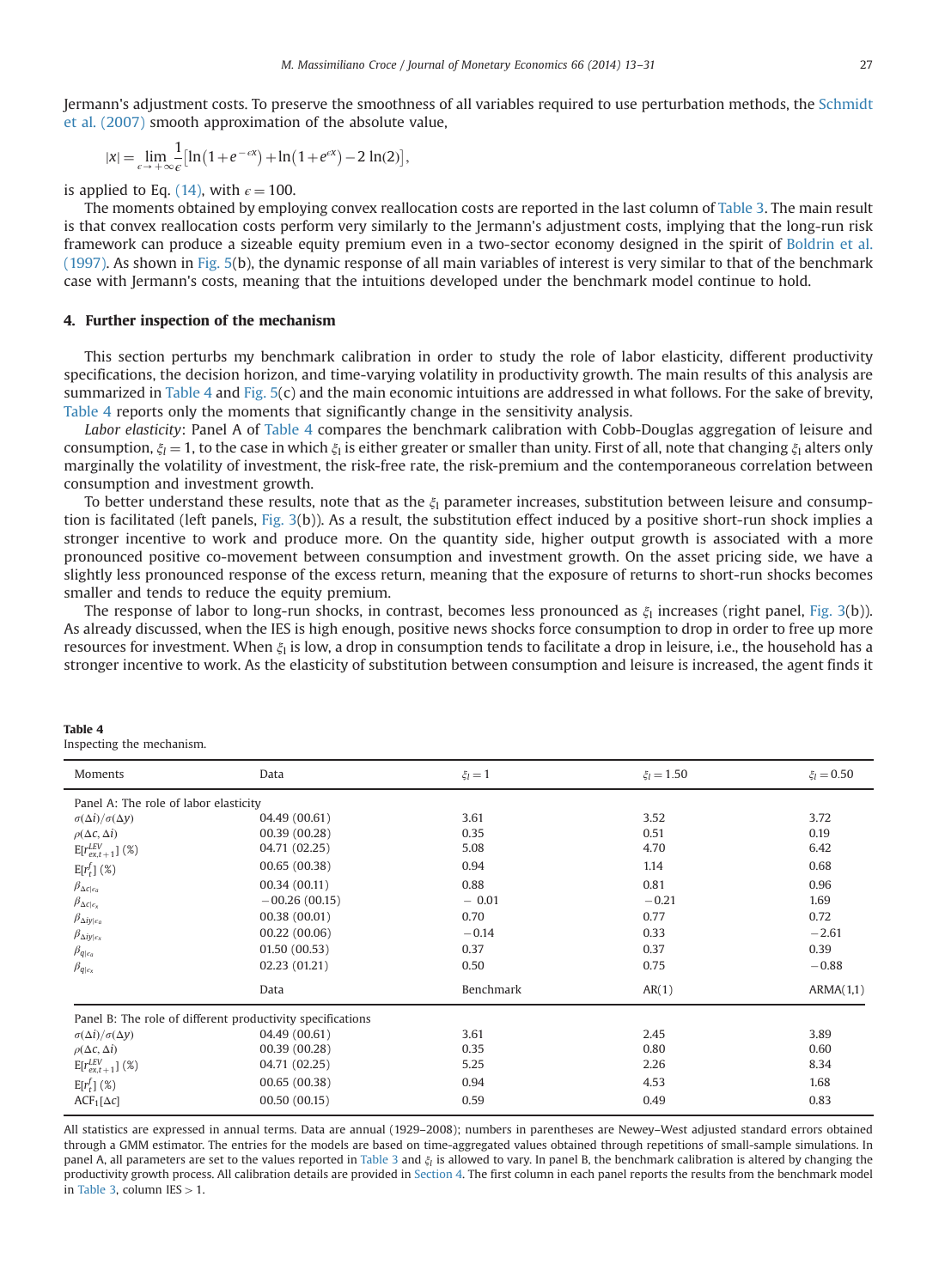Jermann's adjustment costs. To preserve the smoothness of all variables required to use perturbation methods, the Schmidt et al. (2007) smooth approximation of the absolute value,

$$|x| = \lim_{\epsilon \to +\infty} \frac{1}{\epsilon}\left[\ln(1+e^{-\epsilon x}) + \ln(1+e^{\epsilon x}) - 2\ln(2)\right],$$

is applied to Eq. (14), with $\epsilon = 100$.

The moments obtained by employing convex reallocation costs are reported in the last column of Table 3. The main result is that convex reallocation costs perform very similarly to the Jermann's adjustment costs, implying that the long-run risk framework can produce a sizeable equity premium even in a two-sector economy designed in the spirit of Boldrin et al. (1997). As shown in Fig. 5(b), the dynamic response of all main variables of interest is very similar to that of the benchmark case with Jermann's costs, meaning that the intuitions developed under the benchmark model continue to hold.

## 4. Further inspection of the mechanism

This section perturbs my benchmark calibration in order to study the role of labor elasticity, different productivity specifications, the decision horizon, and time-varying volatility in productivity growth. The main results of this analysis are summarized in Table 4 and Fig. 5(c) and the main economic intuitions are addressed in what follows. For the sake of brevity, Table 4 reports only the moments that significantly change in the sensitivity analysis.

*Labor elasticity*: Panel A of Table 4 compares the benchmark calibration with Cobb-Douglas aggregation of leisure and consumption, $\xi_l = 1$, to the case in which $\xi_l$ is either greater or smaller than unity. First of all, note that changing $\xi_l$ alters only marginally the volatility of investment, the risk-free rate, the risk-premium and the contemporaneous correlation between consumption and investment growth.

To better understand these results, note that as the $\xi_l$ parameter increases, substitution between leisure and consumption is facilitated (left panels, Fig. 3(b)). As a result, the substitution effect induced by a positive short-run shock implies a stronger incentive to work and produce more. On the quantity side, higher output growth is associated with a more pronounced positive co-movement between consumption and investment growth. On the asset pricing side, we have a slightly less pronounced response of the excess return, meaning that the exposure of returns to short-run shocks becomes smaller and tends to reduce the equity premium.

The response of labor to long-run shocks, in contrast, becomes less pronounced as $\xi_l$ increases (right panel, Fig. 3(b)). As already discussed, when the IES is high enough, positive news shocks force consumption to drop in order to free up more resources for investment. When $\xi_l$ is low, a drop in consumption tends to facilitate a drop in leisure, i.e., the household has a stronger incentive to work. As the elasticity of substitution between consumption and leisure is increased, the agent finds it

**Table 4**
Inspecting the mechanism.

| Moments | Data | $\xi_l = 1$ | $\xi_l = 1.50$ | $\xi_l = 0.50$ |
|---|---|---|---|---|
| Panel A: The role of labor elasticity | | | | |
| $\sigma(\Delta i)/\sigma(\Delta y)$ | 04.49 (00.61) | 3.61 | 3.52 | 3.72 |
| $\rho(\Delta c, \Delta i)$ | 00.39 (00.28) | 0.35 | 0.51 | 0.19 |
| $E[r^{LEV}_{ex,t+1}]$ (%) | 04.71 (02.25) | 5.08 | 4.70 | 6.42 |
| $E[r^f_t]$ (%) | 00.65 (00.38) | 0.94 | 1.14 | 0.68 |
| $\beta_{\Delta c\|\epsilon_a}$ | 00.34 (00.11) | 0.88 | 0.81 | 0.96 |
| $\beta_{\Delta c\|\epsilon_x}$ | −00.26 (00.15) | − 0.01 | −0.21 | 1.69 |
| $\beta_{\Delta iy\|\epsilon_a}$ | 00.38 (00.01) | 0.70 | 0.77 | 0.72 |
| $\beta_{\Delta iy\|\epsilon_x}$ | 00.22 (00.06) | −0.14 | 0.33 | −2.61 |
| $\beta_{q\|\epsilon_a}$ | 01.50 (00.53) | 0.37 | 0.37 | 0.39 |
| $\beta_{q\|\epsilon_x}$ | 02.23 (01.21) | 0.50 | 0.75 | −0.88 |
| | Data | Benchmark | AR(1) | ARMA(1,1) |
| Panel B: The role of different productivity specifications | | | | |
| $\sigma(\Delta i)/\sigma(\Delta y)$ | 04.49 (00.61) | 3.61 | 2.45 | 3.89 |
| $\rho(\Delta c, \Delta i)$ | 00.39 (00.28) | 0.35 | 0.80 | 0.60 |
| $E[r^{LEV}_{ex,t+1}]$ (%) | 04.71 (02.25) | 5.25 | 2.26 | 8.34 |
| $E[r^f_t]$ (%) | 00.65 (00.38) | 0.94 | 4.53 | 1.68 |
| $ACF_1[\Delta c]$ | 00.50 (00.15) | 0.59 | 0.49 | 0.83 |

All statistics are expressed in annual terms. Data are annual (1929–2008); numbers in parentheses are Newey–West adjusted standard errors obtained through a GMM estimator. The entries for the models are based on time-aggregated values obtained through repetitions of small-sample simulations. In panel A, all parameters are set to the values reported in Table 3 and $\xi_l$ is allowed to vary. In panel B, the benchmark calibration is altered by changing the productivity growth process. All calibration details are provided in Section 4. The first column in each panel reports the results from the benchmark model in Table 3, column IES > 1.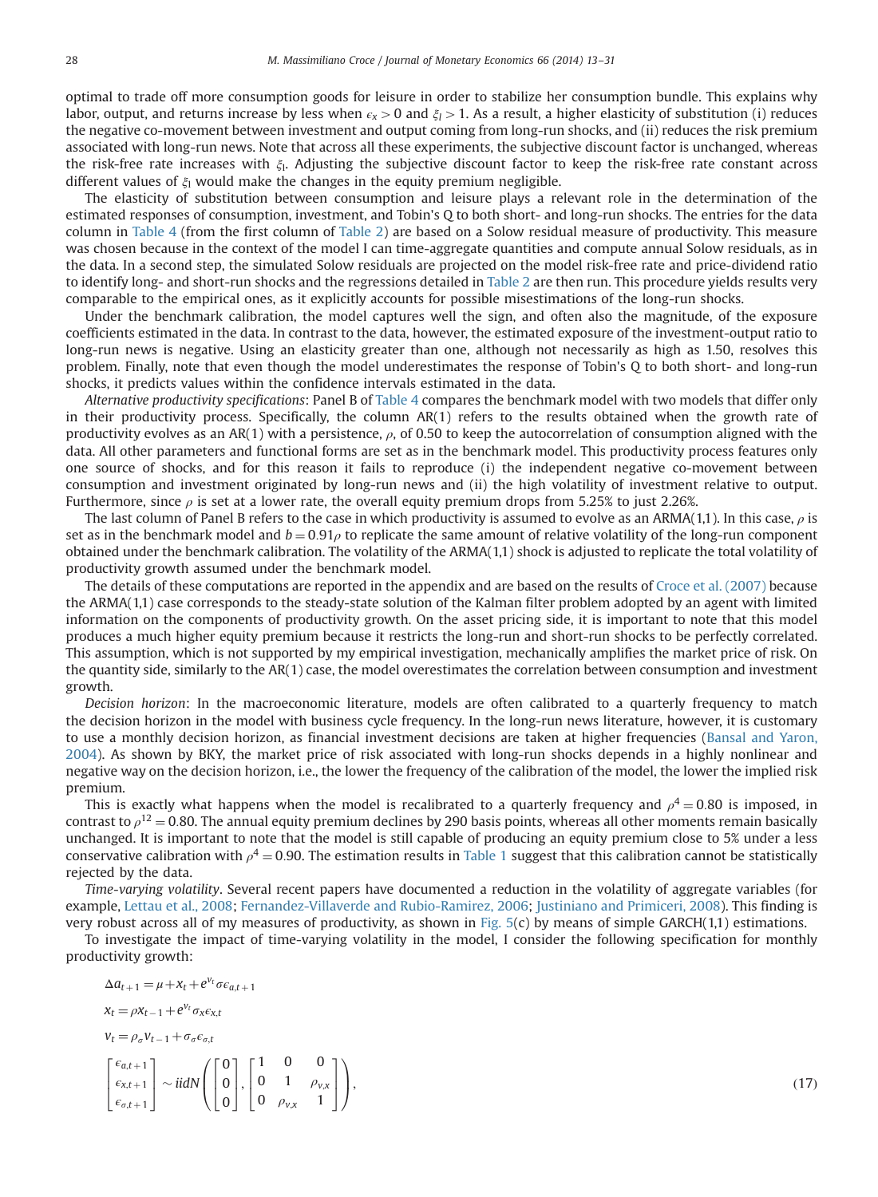optimal to trade off more consumption goods for leisure in order to stabilize her consumption bundle. This explains why labor, output, and returns increase by less when $\epsilon_x > 0$ and $\xi_l > 1$. As a result, a higher elasticity of substitution (i) reduces the negative co-movement between investment and output coming from long-run shocks, and (ii) reduces the risk premium associated with long-run news. Note that across all these experiments, the subjective discount factor is unchanged, whereas the risk-free rate increases with $\xi_l$. Adjusting the subjective discount factor to keep the risk-free rate constant across different values of $\xi_l$ would make the changes in the equity premium negligible.

The elasticity of substitution between consumption and leisure plays a relevant role in the determination of the estimated responses of consumption, investment, and Tobin's Q to both short- and long-run shocks. The entries for the data column in Table 4 (from the first column of Table 2) are based on a Solow residual measure of productivity. This measure was chosen because in the context of the model I can time-aggregate quantities and compute annual Solow residuals, as in the data. In a second step, the simulated Solow residuals are projected on the model risk-free rate and price-dividend ratio to identify long- and short-run shocks and the regressions detailed in Table 2 are then run. This procedure yields results very comparable to the empirical ones, as it explicitly accounts for possible misestimations of the long-run shocks.

Under the benchmark calibration, the model captures well the sign, and often also the magnitude, of the exposure coefficients estimated in the data. In contrast to the data, however, the estimated exposure of the investment-output ratio to long-run news is negative. Using an elasticity greater than one, although not necessarily as high as 1.50, resolves this problem. Finally, note that even though the model underestimates the response of Tobin's Q to both short- and long-run shocks, it predicts values within the confidence intervals estimated in the data.

*Alternative productivity specifications*: Panel B of Table 4 compares the benchmark model with two models that differ only in their productivity process. Specifically, the column AR(1) refers to the results obtained when the growth rate of productivity evolves as an AR(1) with a persistence, $\rho$, of 0.50 to keep the autocorrelation of consumption aligned with the data. All other parameters and functional forms are set as in the benchmark model. This productivity process features only one source of shocks, and for this reason it fails to reproduce (i) the independent negative co-movement between consumption and investment originated by long-run news and (ii) the high volatility of investment relative to output. Furthermore, since $\rho$ is set at a lower rate, the overall equity premium drops from 5.25% to just 2.26%.

The last column of Panel B refers to the case in which productivity is assumed to evolve as an ARMA(1,1). In this case, $\rho$ is set as in the benchmark model and $b = 0.91\rho$ to replicate the same amount of relative volatility of the long-run component obtained under the benchmark calibration. The volatility of the ARMA(1,1) shock is adjusted to replicate the total volatility of productivity growth assumed under the benchmark model.

The details of these computations are reported in the appendix and are based on the results of Croce et al. (2007) because the ARMA(1,1) case corresponds to the steady-state solution of the Kalman filter problem adopted by an agent with limited information on the components of productivity growth. On the asset pricing side, it is important to note that this model produces a much higher equity premium because it restricts the long-run and short-run shocks to be perfectly correlated. This assumption, which is not supported by my empirical investigation, mechanically amplifies the market price of risk. On the quantity side, similarly to the AR(1) case, the model overestimates the correlation between consumption and investment growth.

*Decision horizon*: In the macroeconomic literature, models are often calibrated to a quarterly frequency to match the decision horizon in the model with business cycle frequency. In the long-run news literature, however, it is customary to use a monthly decision horizon, as financial investment decisions are taken at higher frequencies (Bansal and Yaron, 2004). As shown by BKY, the market price of risk associated with long-run shocks depends in a highly nonlinear and negative way on the decision horizon, i.e., the lower the frequency of the calibration of the model, the lower the implied risk premium.

This is exactly what happens when the model is recalibrated to a quarterly frequency and $\rho^4 = 0.80$ is imposed, in contrast to $\rho^{12} = 0.80$. The annual equity premium declines by 290 basis points, whereas all other moments remain basically unchanged. It is important to note that the model is still capable of producing an equity premium close to 5% under a less conservative calibration with $\rho^4 = 0.90$. The estimation results in Table 1 suggest that this calibration cannot be statistically rejected by the data.

*Time-varying volatility*. Several recent papers have documented a reduction in the volatility of aggregate variables (for example, Lettau et al., 2008; Fernandez-Villaverde and Rubio-Ramirez, 2006; Justiniano and Primiceri, 2008). This finding is very robust across all of my measures of productivity, as shown in Fig. 5(c) by means of simple GARCH(1,1) estimations.

To investigate the impact of time-varying volatility in the model, I consider the following specification for monthly productivity growth:

$$
\begin{aligned}
&\Delta a_{t+1} = \mu + x_t + e^{v_t}\sigma\epsilon_{a,t+1} \\
&x_t = \rho x_{t-1} + e^{v_t}\sigma_x\epsilon_{x,t} \\
&v_t = \rho_\sigma v_{t-1} + \sigma_\sigma\epsilon_{\sigma,t} \\
&\begin{bmatrix} \epsilon_{a,t+1} \\ \epsilon_{x,t+1} \\ \epsilon_{\sigma,t+1} \end{bmatrix} \sim iidN\left( \begin{bmatrix} 0 \\ 0 \\ 0 \end{bmatrix}, \begin{bmatrix} 1 & 0 & 0 \\ 0 & 1 & \rho_{v,x} \\ 0 & \rho_{v,x} & 1 \end{bmatrix} \right),
\end{aligned}
\tag{17}
$$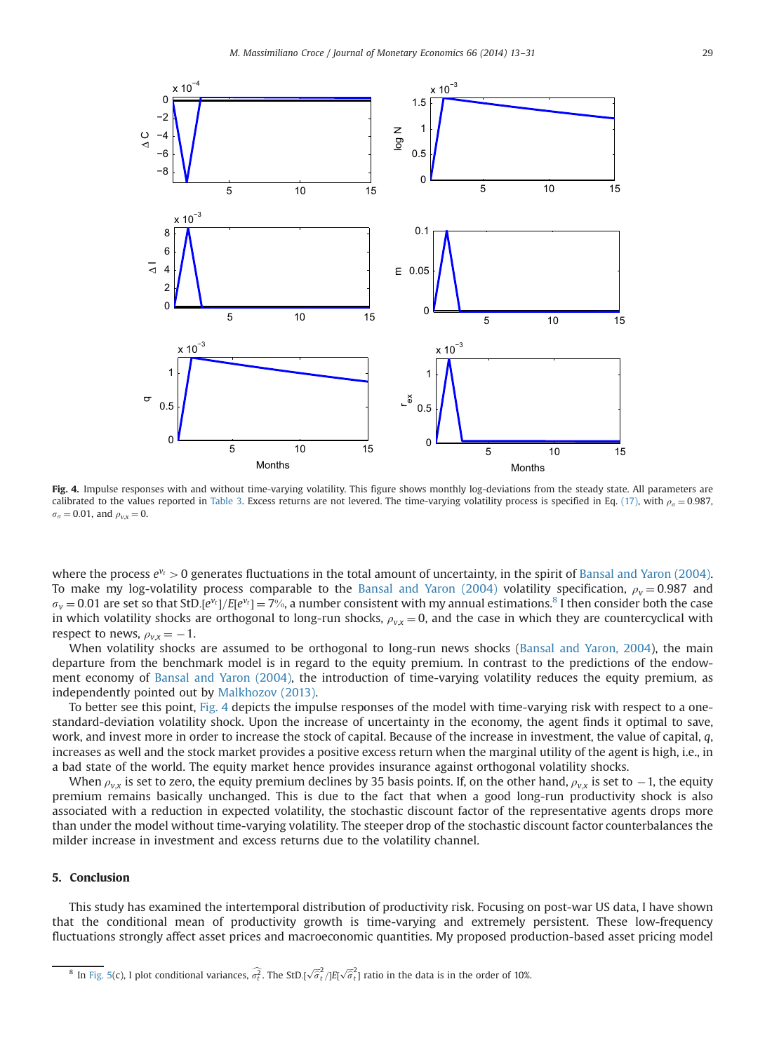x 10^-4

0
-2
-4
-6
-8

ΔC

5 10 15

x 10^-3

1.5
1
0.5
0

log N

5 10 15

x 10^-3

8
6
4
2
0

ΔI

5 10 15

0.1
0.05
0

m

5 10 15

x 10^-3

1
0.5
0

q

5 10 15

Months

x 10^-3

1
0.5
0

r_ex

5 10 15

Months

**Fig. 4.** Impulse responses with and without time-varying volatility. This figure shows monthly log-deviations from the steady state. All parameters are calibrated to the values reported in Table 3. Excess returns are not levered. The time-varying volatility process is specified in Eq. (17), with $\rho_\sigma = 0.987$, $\sigma_\sigma = 0.01$, and $\rho_{v,x} = 0$.

where the process $e^{v_t} > 0$ generates fluctuations in the total amount of uncertainty, in the spirit of Bansal and Yaron (2004). To make my log-volatility process comparable to the Bansal and Yaron (2004) volatility specification, $\rho_v = 0.987$ and $\sigma_v = 0.01$ are set so that $\text{StD}_t[e^{v_t}]/E[e^{v_t}] = 7\%$, a number consistent with my annual estimations.[8] I then consider both the case in which volatility shocks are orthogonal to long-run shocks, $\rho_{v,x} = 0$, and the case in which they are countercyclical with respect to news, $\rho_{v,x} = -1$.

When volatility shocks are assumed to be orthogonal to long-run news shocks (Bansal and Yaron, 2004), the main departure from the benchmark model is in regard to the equity premium. In contrast to the predictions of the endowment economy of Bansal and Yaron (2004), the introduction of time-varying volatility reduces the equity premium, as independently pointed out by Malkhozov (2013).

To better see this point, Fig. 4 depicts the impulse responses of the model with time-varying risk with respect to a one-standard-deviation volatility shock. Upon the increase of uncertainty in the economy, the agent finds it optimal to save, work, and invest more in order to increase the stock of capital. Because of the increase in investment, the value of capital, $q$, increases as well and the stock market provides a positive excess return when the marginal utility of the agent is high, i.e., in a bad state of the world. The equity market hence provides insurance against orthogonal volatility shocks.

When $\rho_{v,x}$ is set to zero, the equity premium declines by 35 basis points. If, on the other hand, $\rho_{v,x}$ is set to $-1$, the equity premium remains basically unchanged. This is due to the fact that when a good long-run productivity shock is also associated with a reduction in expected volatility, the stochastic discount factor of the representative agents drops more than under the model without time-varying volatility. The steeper drop of the stochastic discount factor counterbalances the milder increase in investment and excess returns due to the volatility channel.

## 5. Conclusion

This study has examined the intertemporal distribution of productivity risk. Focusing on post-war US data, I have shown that the conditional mean of productivity growth is time-varying and extremely persistent. These low-frequency fluctuations strongly affect asset prices and macroeconomic quantities. My proposed production-based asset pricing model

[8] In Fig. 5(c), I plot conditional variances, $\widehat{\sigma}_t^2$. The $\text{StD}_t[\sqrt{\widehat{\sigma}_t^2}]/E[\sqrt{\widehat{\sigma}_t^2}]$ ratio in the data is in the order of 10%.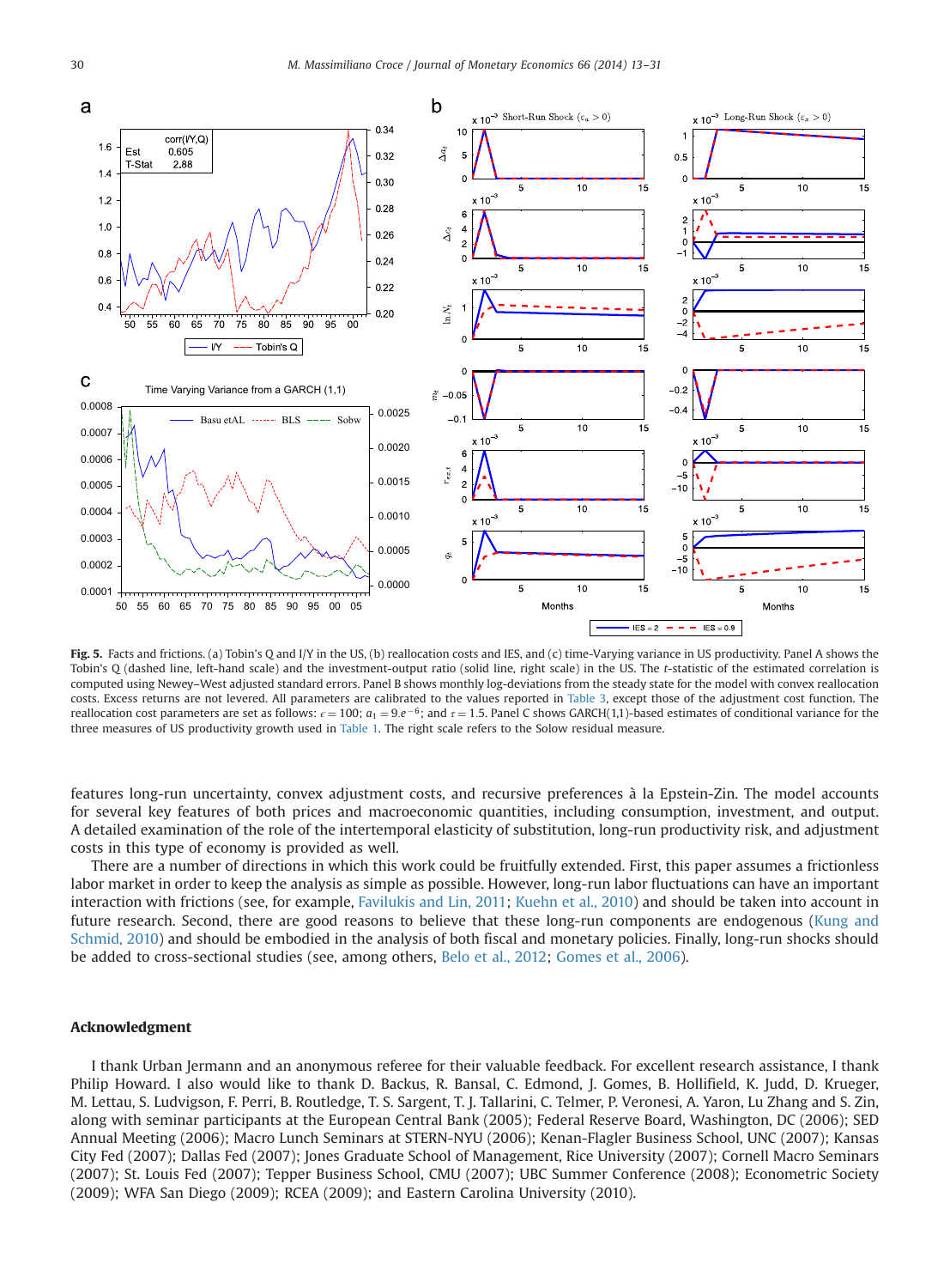a

corr(I/Y,Q)

Est 0.605

T-Stat 2.88

I/Y ---- Tobin's Q

b

Short-Run Shock ($\varepsilon_a > 0$)

Long-Run Shock ($\varepsilon_x > 0$)

$\Delta a_t$

$\Delta c_t$

$\ln N_t$

$m_t$

$r_{ex,t}$

$q_t$

Months

IES = 2 IES = 0.9

c

Time Varying Variance from a GARCH (1,1)

Basu etAL BLS Sobw

**Fig. 5.** Facts and frictions. (a) Tobin's Q and I/Y in the US, (b) reallocation costs and IES, and (c) time-Varying variance in US productivity. Panel A shows the Tobin's Q (dashed line, left-hand scale) and the investment-output ratio (solid line, right scale) in the US. The *t*-statistic of the estimated correlation is computed using Newey–West adjusted standard errors. Panel B shows monthly log-deviations from the steady state for the model with convex reallocation costs. Excess returns are not levered. All parameters are calibrated to the values reported in Table 3, except those of the adjustment cost function. The reallocation cost parameters are set as follows: $\epsilon = 100$; $a_1 = 9.e^{-6}$; and $\tau = 1.5$. Panel C shows GARCH(1,1)-based estimates of conditional variance for the three measures of US productivity growth used in Table 1. The right scale refers to the Solow residual measure.

features long-run uncertainty, convex adjustment costs, and recursive preferences à la Epstein-Zin. The model accounts for several key features of both prices and macroeconomic quantities, including consumption, investment, and output. A detailed examination of the role of the intertemporal elasticity of substitution, long-run productivity risk, and adjustment costs in this type of economy is provided as well.

There are a number of directions in which this work could be fruitfully extended. First, this paper assumes a frictionless labor market in order to keep the analysis as simple as possible. However, long-run labor fluctuations can have an important interaction with frictions (see, for example, Favilukis and Lin, 2011; Kuehn et al., 2010) and should be taken into account in future research. Second, there are good reasons to believe that these long-run components are endogenous (Kung and Schmid, 2010) and should be embodied in the analysis of both fiscal and monetary policies. Finally, long-run shocks should be added to cross-sectional studies (see, among others, Belo et al., 2012; Gomes et al., 2006).

## Acknowledgment

I thank Urban Jermann and an anonymous referee for their valuable feedback. For excellent research assistance, I thank Philip Howard. I also would like to thank D. Backus, R. Bansal, C. Edmond, J. Gomes, B. Hollifield, K. Judd, D. Krueger, M. Lettau, S. Ludvigson, F. Perri, B. Routledge, T. S. Sargent, T. J. Tallarini, C. Telmer, P. Veronesi, A. Yaron, Lu Zhang and S. Zin, along with seminar participants at the European Central Bank (2005); Federal Reserve Board, Washington, DC (2006); SED Annual Meeting (2006); Macro Lunch Seminars at STERN-NYU (2006); Kenan-Flagler Business School, UNC (2007); Kansas City Fed (2007); Dallas Fed (2007); Jones Graduate School of Management, Rice University (2007); Cornell Macro Seminars (2007); St. Louis Fed (2007); Tepper Business School, CMU (2007); UBC Summer Conference (2008); Econometric Society (2009); WFA San Diego (2009); RCEA (2009); and Eastern Carolina University (2010).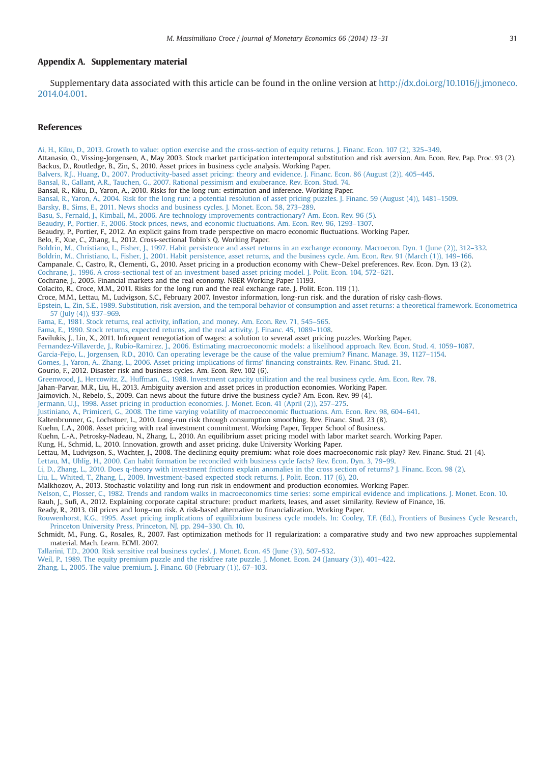## Appendix A. Supplementary material

Supplementary data associated with this article can be found in the online version at http://dx.doi.org/10.1016/j.jmoneco.2014.04.001.

## References

Ai, H., Kiku, D., 2013. Growth to value: option exercise and the cross-section of equity returns. J. Financ. Econ. 107 (2), 325–349.

Attanasio, O., Vissing-Jorgensen, A., May 2003. Stock market participation intertemporal substitution and risk aversion. Am. Econ. Rev. Pap. Proc. 93 (2).

Backus, D., Routledge, B., Zin, S., 2010. Asset prices in business cycle analysis. Working Paper.

Balvers, R.J., Huang, D., 2007. Productivity-based asset pricing: theory and evidence. J. Financ. Econ. 86 (August (2)), 405–445.

Bansal, R., Gallant, A.R., Tauchen, G., 2007. Rational pessimism and exuberance. Rev. Econ. Stud. 74.

Bansal, R., Kiku, D., Yaron, A., 2010. Risks for the long run: estimation and inference. Working Paper.

Bansal, R., Yaron, A., 2004. Risk for the long run: a potential resolution of asset pricing puzzles. J. Financ. 59 (August (4)), 1481–1509.

Barsky, B., Sims, E., 2011. News shocks and business cycles. J. Monet. Econ. 58, 273–289.

Basu, S., Fernald, J., Kimball, M., 2006. Are technology improvements contractionary? Am. Econ. Rev. 96 (5).

Beaudry, P., Portier, F., 2006. Stock prices, news, and economic fluctuations. Am. Econ. Rev. 96, 1293–1307.

Beaudry, P., Portier, F., 2012. An explicit gains from trade perspective on macro economic fluctuations. Working Paper.

Belo, F., Xue, C., Zhang, L., 2012. Cross-sectional Tobin's Q. Working Paper.

Boldrin, M., Christiano, L., Fisher, J., 1997. Habit persistence and asset returns in an exchange economy. Macroecon. Dyn. 1 (June (2)), 312–332.

Boldrin, M., Christiano, L., Fisher, J., 2001. Habit persistence, asset returns, and the business cycle. Am. Econ. Rev. 91 (March (1)), 149–166.

Campanale, C., Castro, R., Clementi, G., 2010. Asset pricing in a production economy with Chew–Dekel preferences. Rev. Econ. Dyn. 13 (2).

Cochrane, J., 1996. A cross-sectional test of an investment based asset pricing model. J. Polit. Econ. 104, 572–621.

Cochrane, J., 2005. Financial markets and the real economy. NBER Working Paper 11193.

Colacito, R., Croce, M.M., 2011. Risks for the long run and the real exchange rate. J. Polit. Econ. 119 (1).

Croce, M.M., Lettau, M., Ludvigson, S.C., February 2007. Investor information, long-run risk, and the duration of risky cash-flows.

Epstein, L., Zin, S.E., 1989. Substitution, risk aversion, and the temporal behavior of consumption and asset returns: a theoretical framework. Econometrica 57 (July (4)), 937–969.

Fama, E., 1981. Stock returns, real activity, inflation, and money. Am. Econ. Rev. 71, 545–565.

Fama, E., 1990. Stock returns, expected returns, and the real activity. J. Financ. 45, 1089–1108.

Favilukis, J., Lin, X., 2011. Infrequent renegotiation of wages: a solution to several asset pricing puzzles. Working Paper.

Fernandez-Villaverde, J., Rubio-Ramirez, J., 2006. Estimating macroeconomic models: a likelihood approach. Rev. Econ. Stud. 4, 1059–1087.

Garcia-Feijo, L., Jorgensen, R.D., 2010. Can operating leverage be the cause of the value premium? Financ. Manage. 39, 1127–1154.

Gomes, J., Yaron, A., Zhang, L., 2006. Asset pricing implications of firms' financing constraints. Rev. Financ. Stud. 21.

Gourio, F., 2012. Disaster risk and business cycles. Am. Econ. Rev. 102 (6).

Greenwood, J., Hercowitz, Z., Huffman, G., 1988. Investment capacity utilization and the real business cycle. Am. Econ. Rev. 78.

Jahan-Parvar, M.R., Liu, H., 2013. Ambiguity aversion and asset prices in production economies. Working Paper.

Jaimovich, N., Rebelo, S., 2009. Can news about the future drive the business cycle? Am. Econ. Rev. 99 (4).

Jermann, U.J., 1998. Asset pricing in production economies. J. Monet. Econ. 41 (April (2)), 257–275.

Justiniano, A., Primiceri, G., 2008. The time varying volatility of macroeconomic fluctuations. Am. Econ. Rev. 98, 604–641.

Kaltenbrunner, G., Lochstoer, L., 2010. Long-run risk through consumption smoothing. Rev. Financ. Stud. 23 (8).

Kuehn, L.A., 2008. Asset pricing with real investment commitment. Working Paper, Tepper School of Business.

Kuehn, L.-A., Petrosky-Nadeau, N., Zhang, L., 2010. An equilibrium asset pricing model with labor market search. Working Paper.

Kung, H., Schmid, L., 2010. Innovation, growth and asset pricing. duke University Working Paper.

Lettau, M., Ludvigson, S., Wachter, J., 2008. The declining equity premium: what role does macroeconomic risk play? Rev. Financ. Stud. 21 (4).

Lettau, M., Uhlig, H., 2000. Can habit formation be reconciled with business cycle facts? Rev. Econ. Dyn. 3, 79–99.

Li, D., Zhang, L., 2010. Does q-theory with investment frictions explain anomalies in the cross section of returns? J. Financ. Econ. 98 (2).

Liu, L., Whited, T., Zhang, L., 2009. Investment-based expected stock returns. J. Polit. Econ. 117 (6), 20.

Malkhozov, A., 2013. Stochastic volatility and long-run risk in endowment and production economies. Working Paper.

Nelson, C., Plosser, C., 1982. Trends and random walks in macroeconomics time series: some empirical evidence and implications. J. Monet. Econ. 10.

Rauh, J., Sufi, A., 2012. Explaining corporate capital structure: product markets, leases, and asset similarity. Review of Finance, 16.

Ready, R., 2013. Oil prices and long-run risk. A risk-based alternative to financialization. Working Paper.

Rouwenhorst, K.G., 1995. Asset pricing implications of equilibrium business cycle models. In: Cooley, T.F. (Ed.), Frontiers of Business Cycle Research, Princeton University Press, Princeton, NJ, pp. 294–330. Ch. 10.

Schmidt, M., Fung, G., Rosales, R., 2007. Fast optimization methods for l1 regularization: a comparative study and two new approaches supplemental material. Mach. Learn. ECML 2007.

Tallarini, T.D., 2000. Risk sensitive real business cycles'. J. Monet. Econ. 45 (June (3)), 507–532.

Weil, P., 1989. The equity premium puzzle and the riskfree rate puzzle. J. Monet. Econ. 24 (January (3)), 401–422.

Zhang, L., 2005. The value premium. J. Financ. 60 (February (1)), 67–103.